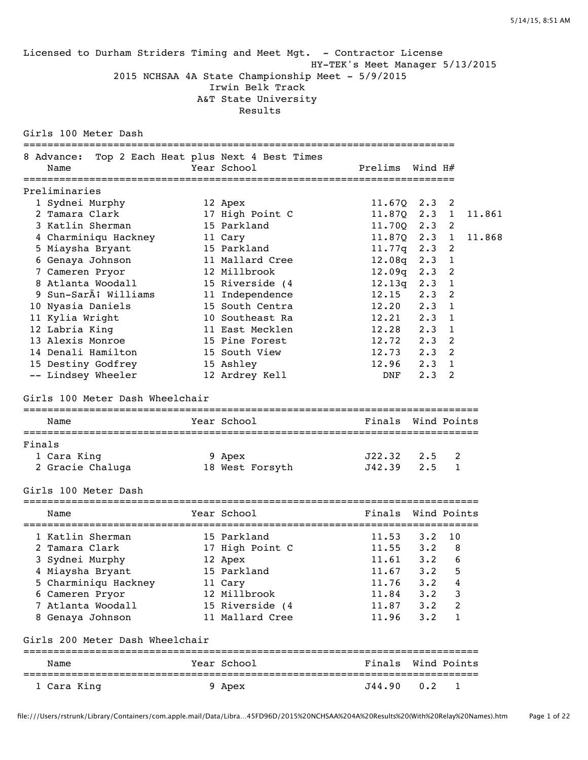Licensed to Durham Striders Timing and Meet Mgt. - Contractor License
HY-TEK's Meet Manager 5/13/2015

# 2015 NCHSAA 4A State Championship Meet - 5/9/2015

Irwin Belk Track
A&T State University
Results

## Girls 100 Meter Dash

8 Advance: Top 2 Each Heat plus Next 4 Best Times

**Preliminaries**

| | Name | Year | School | Prelims | Wind | H# | |
|---|---|---|---|---|---|---|---|
| 1 | Sydnei Murphy | 12 | Apex | 11.67Q | 2.3 | 2 | |
| 2 | Tamara Clark | 17 | High Point C | 11.87Q | 2.3 | 1 | 11.861 |
| 3 | Katlin Sherman | 15 | Parkland | 11.70Q | 2.3 | 2 | |
| 4 | Charminiqu Hackney | 11 | Cary | 11.87Q | 2.3 | 1 | 11.868 |
| 5 | Miaysha Bryant | 15 | Parkland | 11.77q | 2.3 | 2 | |
| 6 | Genaya Johnson | 11 | Mallard Cree | 12.08q | 2.3 | 1 | |
| 7 | Cameren Pryor | 12 | Millbrook | 12.09q | 2.3 | 2 | |
| 8 | Atlanta Woodall | 15 | Riverside (4 | 12.13q | 2.3 | 1 | |
| 9 | Sun-SarÃ¡ Williams | 11 | Independence | 12.15 | 2.3 | 2 | |
| 10 | Nyasia Daniels | 15 | South Centra | 12.20 | 2.3 | 1 | |
| 11 | Kylia Wright | 10 | Southeast Ra | 12.21 | 2.3 | 1 | |
| 12 | Labria King | 11 | East Mecklen | 12.28 | 2.3 | 1 | |
| 13 | Alexis Monroe | 15 | Pine Forest | 12.72 | 2.3 | 2 | |
| 14 | Denali Hamilton | 15 | South View | 12.73 | 2.3 | 2 | |
| 15 | Destiny Godfrey | 15 | Ashley | 12.96 | 2.3 | 1 | |
| -- | Lindsey Wheeler | 12 | Ardrey Kell | DNF | 2.3 | 2 | |

## Girls 100 Meter Dash Wheelchair

**Finals**

| | Name | Year | School | Finals | Wind | Points |
|---|---|---|---|---|---|---|
| 1 | Cara King | 9 | Apex | J22.32 | 2.5 | 2 |
| 2 | Gracie Chaluga | 18 | West Forsyth | J42.39 | 2.5 | 1 |

## Girls 100 Meter Dash

| | Name | Year | School | Finals | Wind | Points |
|---|---|---|---|---|---|---|
| 1 | Katlin Sherman | 15 | Parkland | 11.53 | 3.2 | 10 |
| 2 | Tamara Clark | 17 | High Point C | 11.55 | 3.2 | 8 |
| 3 | Sydnei Murphy | 12 | Apex | 11.61 | 3.2 | 6 |
| 4 | Miaysha Bryant | 15 | Parkland | 11.67 | 3.2 | 5 |
| 5 | Charminiqu Hackney | 11 | Cary | 11.76 | 3.2 | 4 |
| 6 | Cameren Pryor | 12 | Millbrook | 11.84 | 3.2 | 3 |
| 7 | Atlanta Woodall | 15 | Riverside (4 | 11.87 | 3.2 | 2 |
| 8 | Genaya Johnson | 11 | Mallard Cree | 11.96 | 3.2 | 1 |

## Girls 200 Meter Dash Wheelchair

| | Name | Year | School | Finals | Wind | Points |
|---|---|---|---|---|---|---|
| 1 | Cara King | 9 | Apex | J44.90 | 0.2 | 1 |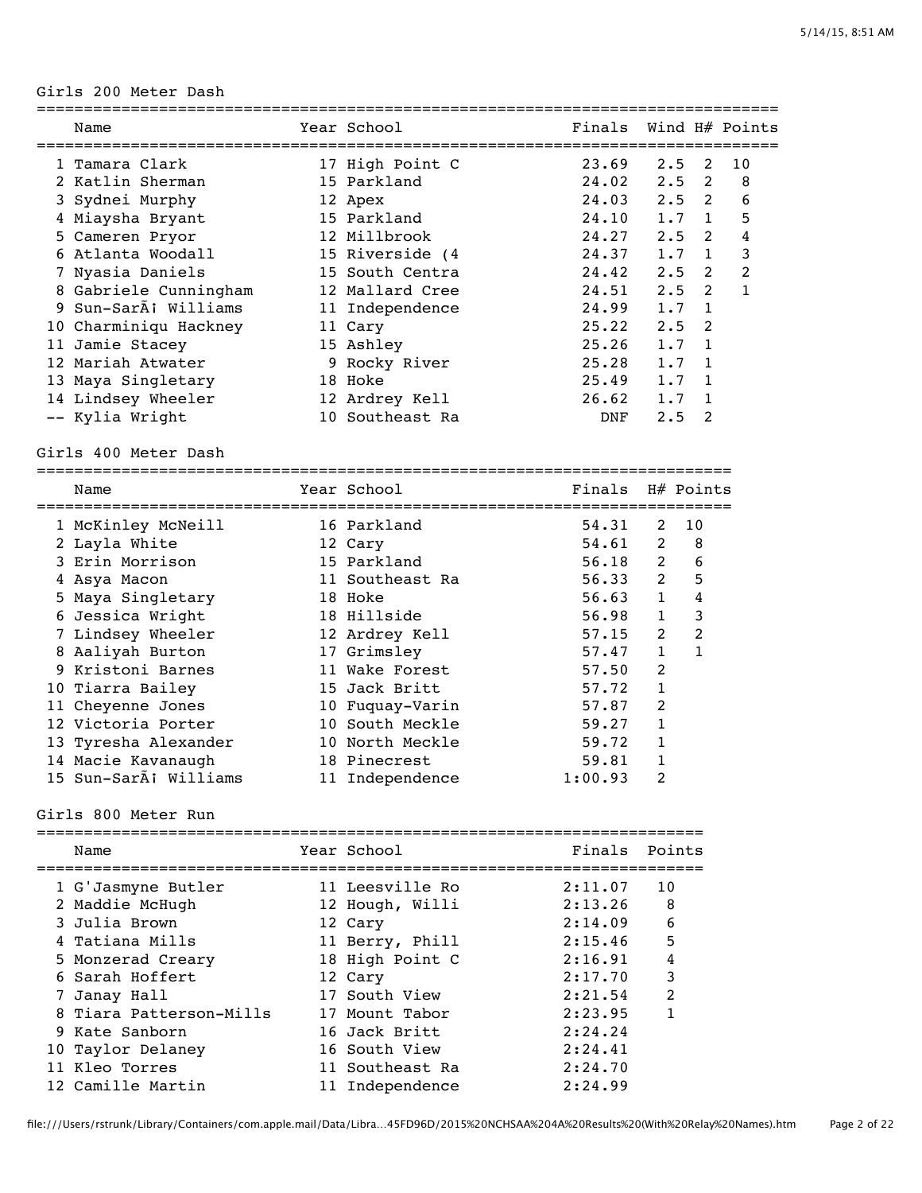## Girls 200 Meter Dash

| | Name | Year | School | Finals | Wind | H# | Points |
|---|---|---|---|---|---|---|---|
| 1 | Tamara Clark | 17 | High Point C | 23.69 | 2.5 | 2 | 10 |
| 2 | Katlin Sherman | 15 | Parkland | 24.02 | 2.5 | 2 | 8 |
| 3 | Sydnei Murphy | 12 | Apex | 24.03 | 2.5 | 2 | 6 |
| 4 | Miaysha Bryant | 15 | Parkland | 24.10 | 1.7 | 1 | 5 |
| 5 | Cameren Pryor | 12 | Millbrook | 24.27 | 2.5 | 2 | 4 |
| 6 | Atlanta Woodall | 15 | Riverside (4 | 24.37 | 1.7 | 1 | 3 |
| 7 | Nyasia Daniels | 15 | South Centra | 24.42 | 2.5 | 2 | 2 |
| 8 | Gabriele Cunningham | 12 | Mallard Cree | 24.51 | 2.5 | 2 | 1 |
| 9 | Sun-SarÃ¡ Williams | 11 | Independence | 24.99 | 1.7 | 1 | |
| 10 | Charminiqu Hackney | 11 | Cary | 25.22 | 2.5 | 2 | |
| 11 | Jamie Stacey | 15 | Ashley | 25.26 | 1.7 | 1 | |
| 12 | Mariah Atwater | 9 | Rocky River | 25.28 | 1.7 | 1 | |
| 13 | Maya Singletary | 18 | Hoke | 25.49 | 1.7 | 1 | |
| 14 | Lindsey Wheeler | 12 | Ardrey Kell | 26.62 | 1.7 | 1 | |
| -- | Kylia Wright | 10 | Southeast Ra | DNF | 2.5 | 2 | |

## Girls 400 Meter Dash

| | Name | Year | School | Finals | H# | Points |
|---|---|---|---|---|---|---|
| 1 | McKinley McNeill | 16 | Parkland | 54.31 | 2 | 10 |
| 2 | Layla White | 12 | Cary | 54.61 | 2 | 8 |
| 3 | Erin Morrison | 15 | Parkland | 56.18 | 2 | 6 |
| 4 | Asya Macon | 11 | Southeast Ra | 56.33 | 2 | 5 |
| 5 | Maya Singletary | 18 | Hoke | 56.63 | 1 | 4 |
| 6 | Jessica Wright | 18 | Hillside | 56.98 | 1 | 3 |
| 7 | Lindsey Wheeler | 12 | Ardrey Kell | 57.15 | 2 | 2 |
| 8 | Aaliyah Burton | 17 | Grimsley | 57.47 | 1 | 1 |
| 9 | Kristoni Barnes | 11 | Wake Forest | 57.50 | 2 | |
| 10 | Tiarra Bailey | 15 | Jack Britt | 57.72 | 1 | |
| 11 | Cheyenne Jones | 10 | Fuquay-Varin | 57.87 | 2 | |
| 12 | Victoria Porter | 10 | South Meckle | 59.27 | 1 | |
| 13 | Tyresha Alexander | 10 | North Meckle | 59.72 | 1 | |
| 14 | Macie Kavanaugh | 18 | Pinecrest | 59.81 | 1 | |
| 15 | Sun-SarÃ¡ Williams | 11 | Independence | 1:00.93 | 2 | |

## Girls 800 Meter Run

| | Name | Year | School | Finals | Points |
|---|---|---|---|---|---|
| 1 | G'Jasmyne Butler | 11 | Leesville Ro | 2:11.07 | 10 |
| 2 | Maddie McHugh | 12 | Hough, Willi | 2:13.26 | 8 |
| 3 | Julia Brown | 12 | Cary | 2:14.09 | 6 |
| 4 | Tatiana Mills | 11 | Berry, Phill | 2:15.46 | 5 |
| 5 | Monzerad Creary | 18 | High Point C | 2:16.91 | 4 |
| 6 | Sarah Hoffert | 12 | Cary | 2:17.70 | 3 |
| 7 | Janay Hall | 17 | South View | 2:21.54 | 2 |
| 8 | Tiara Patterson-Mills | 17 | Mount Tabor | 2:23.95 | 1 |
| 9 | Kate Sanborn | 16 | Jack Britt | 2:24.24 | |
| 10 | Taylor Delaney | 16 | South View | 2:24.41 | |
| 11 | Kleo Torres | 11 | Southeast Ra | 2:24.70 | |
| 12 | Camille Martin | 11 | Independence | 2:24.99 | |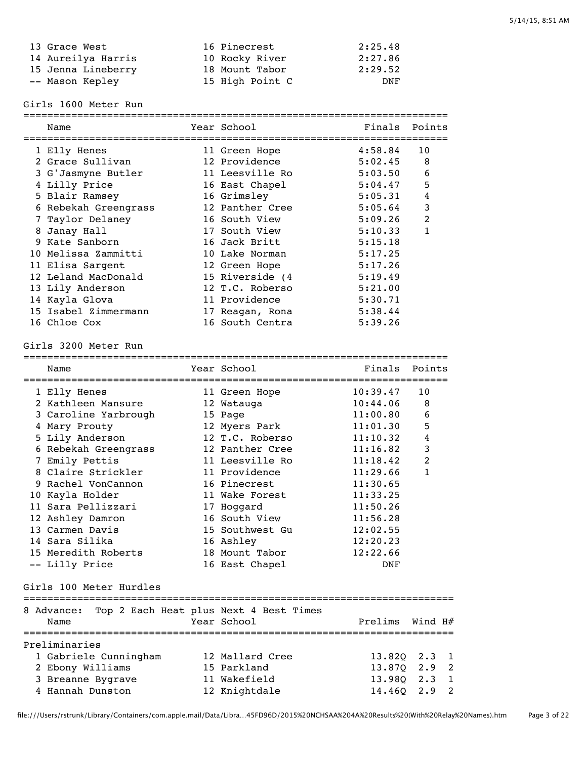| Place | Name | Year | School | Finals |
|---|---|---|---|---|
| 13 | Grace West | 16 | Pinecrest | 2:25.48 |
| 14 | Aureilya Harris | 10 | Rocky River | 2:27.86 |
| 15 | Jenna Lineberry | 18 | Mount Tabor | 2:29.52 |
| -- | Mason Kepley | 15 | High Point C | DNF |

## Girls 1600 Meter Run

| Place | Name | Year | School | Finals | Points |
|---|---|---|---|---|---|
| 1 | Elly Henes | 11 | Green Hope | 4:58.84 | 10 |
| 2 | Grace Sullivan | 12 | Providence | 5:02.45 | 8 |
| 3 | G'Jasmyne Butler | 11 | Leesville Ro | 5:03.50 | 6 |
| 4 | Lilly Price | 16 | East Chapel | 5:04.47 | 5 |
| 5 | Blair Ramsey | 16 | Grimsley | 5:05.31 | 4 |
| 6 | Rebekah Greengrass | 12 | Panther Cree | 5:05.64 | 3 |
| 7 | Taylor Delaney | 16 | South View | 5:09.26 | 2 |
| 8 | Janay Hall | 17 | South View | 5:10.33 | 1 |
| 9 | Kate Sanborn | 16 | Jack Britt | 5:15.18 | |
| 10 | Melissa Zammitti | 10 | Lake Norman | 5:17.25 | |
| 11 | Elisa Sargent | 12 | Green Hope | 5:17.26 | |
| 12 | Leland MacDonald | 15 | Riverside (4 | 5:19.49 | |
| 13 | Lily Anderson | 12 | T.C. Roberso | 5:21.00 | |
| 14 | Kayla Glova | 11 | Providence | 5:30.71 | |
| 15 | Isabel Zimmermann | 17 | Reagan, Rona | 5:38.44 | |
| 16 | Chloe Cox | 16 | South Centra | 5:39.26 | |

## Girls 3200 Meter Run

| Place | Name | Year | School | Finals | Points |
|---|---|---|---|---|---|
| 1 | Elly Henes | 11 | Green Hope | 10:39.47 | 10 |
| 2 | Kathleen Mansure | 12 | Watauga | 10:44.06 | 8 |
| 3 | Caroline Yarbrough | 15 | Page | 11:00.80 | 6 |
| 4 | Mary Prouty | 12 | Myers Park | 11:01.30 | 5 |
| 5 | Lily Anderson | 12 | T.C. Roberso | 11:10.32 | 4 |
| 6 | Rebekah Greengrass | 12 | Panther Cree | 11:16.82 | 3 |
| 7 | Emily Pettis | 11 | Leesville Ro | 11:18.42 | 2 |
| 8 | Claire Strickler | 11 | Providence | 11:29.66 | 1 |
| 9 | Rachel VonCannon | 16 | Pinecrest | 11:30.65 | |
| 10 | Kayla Holder | 11 | Wake Forest | 11:33.25 | |
| 11 | Sara Pellizzari | 17 | Hoggard | 11:50.26 | |
| 12 | Ashley Damron | 16 | South View | 11:56.28 | |
| 13 | Carmen Davis | 15 | Southwest Gu | 12:02.55 | |
| 14 | Sara Silika | 16 | Ashley | 12:20.23 | |
| 15 | Meredith Roberts | 18 | Mount Tabor | 12:22.66 | |
| -- | Lilly Price | 16 | East Chapel | DNF | |

## Girls 100 Meter Hurdles

8 Advance: Top 2 Each Heat plus Next 4 Best Times

Preliminaries

| Place | Name | Year | School | Prelims | Wind | H# |
|---|---|---|---|---|---|---|
| 1 | Gabriele Cunningham | 12 | Mallard Cree | 13.82Q | 2.3 | 1 |
| 2 | Ebony Williams | 15 | Parkland | 13.87Q | 2.9 | 2 |
| 3 | Breanne Bygrave | 11 | Wakefield | 13.98Q | 2.3 | 1 |
| 4 | Hannah Dunston | 12 | Knightdale | 14.46Q | 2.9 | 2 |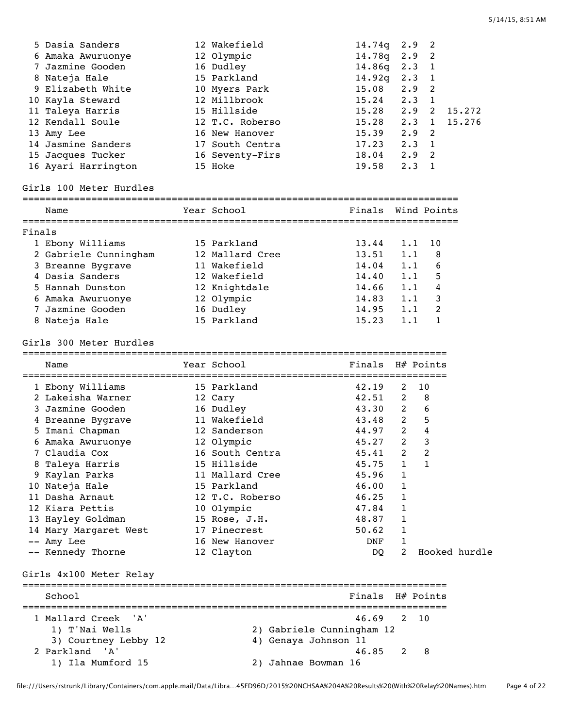| Place | Name | Year | School | Time | Wind | H# | Tiebreak |
|---|---|---|---|---|---|---|---|
| 5 | Dasia Sanders | 12 | Wakefield | 14.74q | 2.9 | 2 | |
| 6 | Amaka Awuruonye | 12 | Olympic | 14.78q | 2.9 | 2 | |
| 7 | Jazmine Gooden | 16 | Dudley | 14.86q | 2.3 | 1 | |
| 8 | Nateja Hale | 15 | Parkland | 14.92q | 2.3 | 1 | |
| 9 | Elizabeth White | 10 | Myers Park | 15.08 | 2.9 | 2 | |
| 10 | Kayla Steward | 12 | Millbrook | 15.24 | 2.3 | 1 | |
| 11 | Taleya Harris | 15 | Hillside | 15.28 | 2.9 | 2 | 15.272 |
| 12 | Kendall Soule | 12 | T.C. Roberso | 15.28 | 2.3 | 1 | 15.276 |
| 13 | Amy Lee | 16 | New Hanover | 15.39 | 2.9 | 2 | |
| 14 | Jasmine Sanders | 17 | South Centra | 17.23 | 2.3 | 1 | |
| 15 | Jacques Tucker | 16 | Seventy-Firs | 18.04 | 2.9 | 2 | |
| 16 | Ayari Harrington | 15 | Hoke | 19.58 | 2.3 | 1 | |

## Girls 100 Meter Hurdles

Finals

| Place | Name | Year | School | Finals | Wind | Points |
|---|---|---|---|---|---|---|
| 1 | Ebony Williams | 15 | Parkland | 13.44 | 1.1 | 10 |
| 2 | Gabriele Cunningham | 12 | Mallard Cree | 13.51 | 1.1 | 8 |
| 3 | Breanne Bygrave | 11 | Wakefield | 14.04 | 1.1 | 6 |
| 4 | Dasia Sanders | 12 | Wakefield | 14.40 | 1.1 | 5 |
| 5 | Hannah Dunston | 12 | Knightdale | 14.66 | 1.1 | 4 |
| 6 | Amaka Awuruonye | 12 | Olympic | 14.83 | 1.1 | 3 |
| 7 | Jazmine Gooden | 16 | Dudley | 14.95 | 1.1 | 2 |
| 8 | Nateja Hale | 15 | Parkland | 15.23 | 1.1 | 1 |

## Girls 300 Meter Hurdles

| Place | Name | Year | School | Finals | H# | Points |
|---|---|---|---|---|---|---|
| 1 | Ebony Williams | 15 | Parkland | 42.19 | 2 | 10 |
| 2 | Lakeisha Warner | 12 | Cary | 42.51 | 2 | 8 |
| 3 | Jazmine Gooden | 16 | Dudley | 43.30 | 2 | 6 |
| 4 | Breanne Bygrave | 11 | Wakefield | 43.48 | 2 | 5 |
| 5 | Imani Chapman | 12 | Sanderson | 44.97 | 2 | 4 |
| 6 | Amaka Awuruonye | 12 | Olympic | 45.27 | 2 | 3 |
| 7 | Claudia Cox | 16 | South Centra | 45.41 | 2 | 2 |
| 8 | Taleya Harris | 15 | Hillside | 45.75 | 1 | 1 |
| 9 | Kaylan Parks | 11 | Mallard Cree | 45.96 | 1 | |
| 10 | Nateja Hale | 15 | Parkland | 46.00 | 1 | |
| 11 | Dasha Arnaut | 12 | T.C. Roberso | 46.25 | 1 | |
| 12 | Kiara Pettis | 10 | Olympic | 47.84 | 1 | |
| 13 | Hayley Goldman | 15 | Rose, J.H. | 48.87 | 1 | |
| 14 | Mary Margaret West | 17 | Pinecrest | 50.62 | 1 | |
| -- | Amy Lee | 16 | New Hanover | DNF | 1 | |
| -- | Kennedy Thorne | 12 | Clayton | DQ | 2 | Hooked hurdle |

## Girls 4x100 Meter Relay

| Place | School | Finals | H# | Points |
|---|---|---|---|---|
| 1 | Mallard Creek 'A' | 46.69 | 2 | 10 |
| | 1) T'Nai Wells, 2) Gabriele Cunningham 12, 3) Courtney Lebby 12, 4) Genaya Johnson 11 | | | |
| 2 | Parkland 'A' | 46.85 | 2 | 8 |
| | 1) Ila Mumford 15, 2) Jahnae Bowman 16 | | | |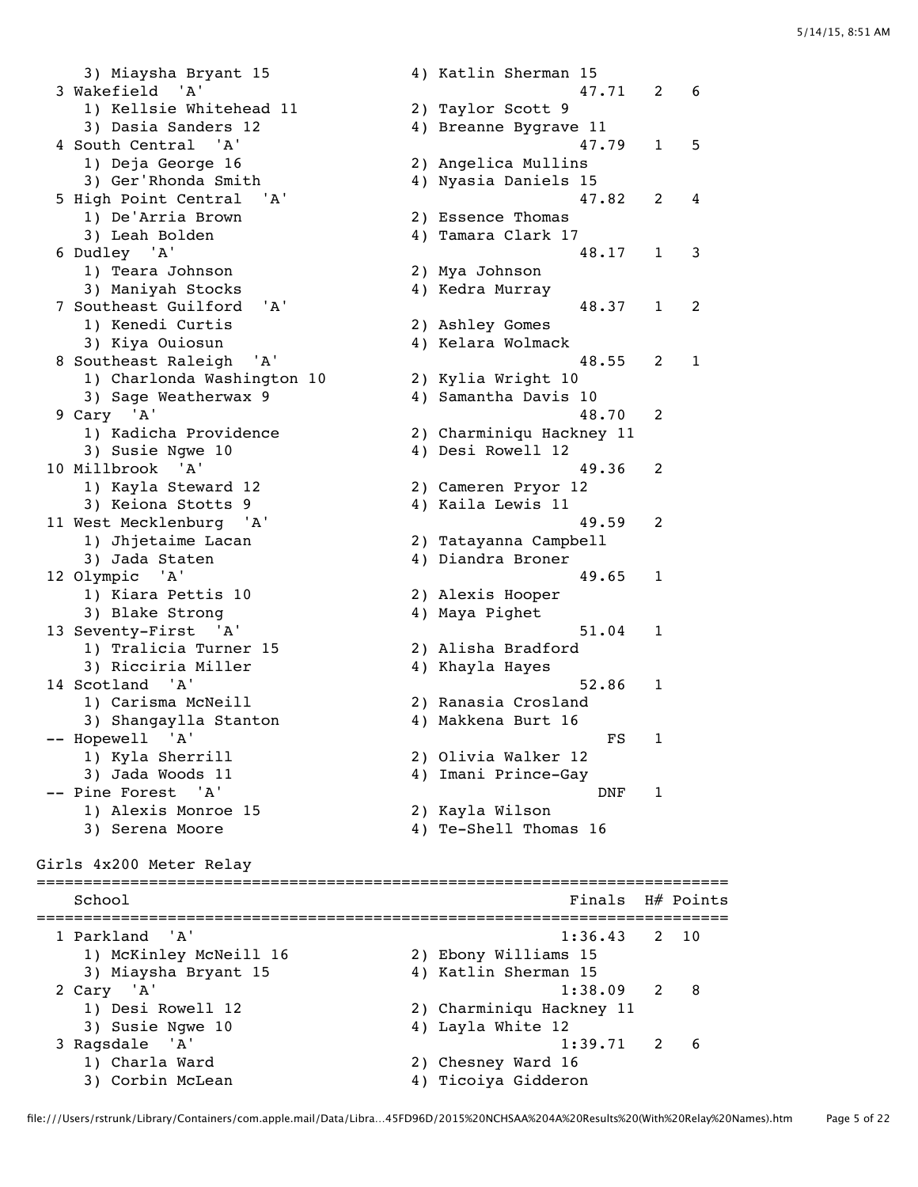3) Miaysha Bryant 15 4) Katlin Sherman 15

| Place | School | Finals | H# | Points |
|---|---|---|---|---|
| 3 | Wakefield 'A' | 47.71 | 2 | 6 |
| | 1) Kellsie Whitehead 11, 2) Taylor Scott 9, 3) Dasia Sanders 12, 4) Breanne Bygrave 11 | | | |
| 4 | South Central 'A' | 47.79 | 1 | 5 |
| | 1) Deja George 16, 2) Angelica Mullins, 3) Ger'Rhonda Smith, 4) Nyasia Daniels 15 | | | |
| 5 | High Point Central 'A' | 47.82 | 2 | 4 |
| | 1) De'Arria Brown, 2) Essence Thomas, 3) Leah Bolden, 4) Tamara Clark 17 | | | |
| 6 | Dudley 'A' | 48.17 | 1 | 3 |
| | 1) Teara Johnson, 2) Mya Johnson, 3) Maniyah Stocks, 4) Kedra Murray | | | |
| 7 | Southeast Guilford 'A' | 48.37 | 1 | 2 |
| | 1) Kenedi Curtis, 2) Ashley Gomes, 3) Kiya Ouiosun, 4) Kelara Wolmack | | | |
| 8 | Southeast Raleigh 'A' | 48.55 | 2 | 1 |
| | 1) Charlonda Washington 10, 2) Kylia Wright 10, 3) Sage Weatherwax 9, 4) Samantha Davis 10 | | | |
| 9 | Cary 'A' | 48.70 | 2 | |
| | 1) Kadicha Providence, 2) Charminiqu Hackney 11, 3) Susie Ngwe 10, 4) Desi Rowell 12 | | | |
| 10 | Millbrook 'A' | 49.36 | 2 | |
| | 1) Kayla Steward 12, 2) Cameren Pryor 12, 3) Keiona Stotts 9, 4) Kaila Lewis 11 | | | |
| 11 | West Mecklenburg 'A' | 49.59 | 2 | |
| | 1) Jhjetaime Lacan, 2) Tatayanna Campbell, 3) Jada Staten, 4) Diandra Broner | | | |
| 12 | Olympic 'A' | 49.65 | 1 | |
| | 1) Kiara Pettis 10, 2) Alexis Hooper, 3) Blake Strong, 4) Maya Pighet | | | |
| 13 | Seventy-First 'A' | 51.04 | 1 | |
| | 1) Tralicia Turner 15, 2) Alisha Bradford, 3) Ricciria Miller, 4) Khayla Hayes | | | |
| 14 | Scotland 'A' | 52.86 | 1 | |
| | 1) Carisma McNeill, 2) Ranasia Crosland, 3) Shangaylla Stanton, 4) Makkena Burt 16 | | | |
| -- | Hopewell 'A' | FS | 1 | |
| | 1) Kyla Sherrill, 2) Olivia Walker 12, 3) Jada Woods 11, 4) Imani Prince-Gay | | | |
| -- | Pine Forest 'A' | DNF | 1 | |
| | 1) Alexis Monroe 15, 2) Kayla Wilson, 3) Serena Moore, 4) Te-Shell Thomas 16 | | | |

## Girls 4x200 Meter Relay

| Place | School | Finals | H# | Points |
|---|---|---|---|---|
| 1 | Parkland 'A' | 1:36.43 | 2 | 10 |
| | 1) McKinley McNeill 16, 2) Ebony Williams 15, 3) Miaysha Bryant 15, 4) Katlin Sherman 15 | | | |
| 2 | Cary 'A' | 1:38.09 | 2 | 8 |
| | 1) Desi Rowell 12, 2) Charminiqu Hackney 11, 3) Susie Ngwe 10, 4) Layla White 12 | | | |
| 3 | Ragsdale 'A' | 1:39.71 | 2 | 6 |
| | 1) Charla Ward, 2) Chesney Ward 16, 3) Corbin McLean, 4) Ticoiya Gidderon | | | |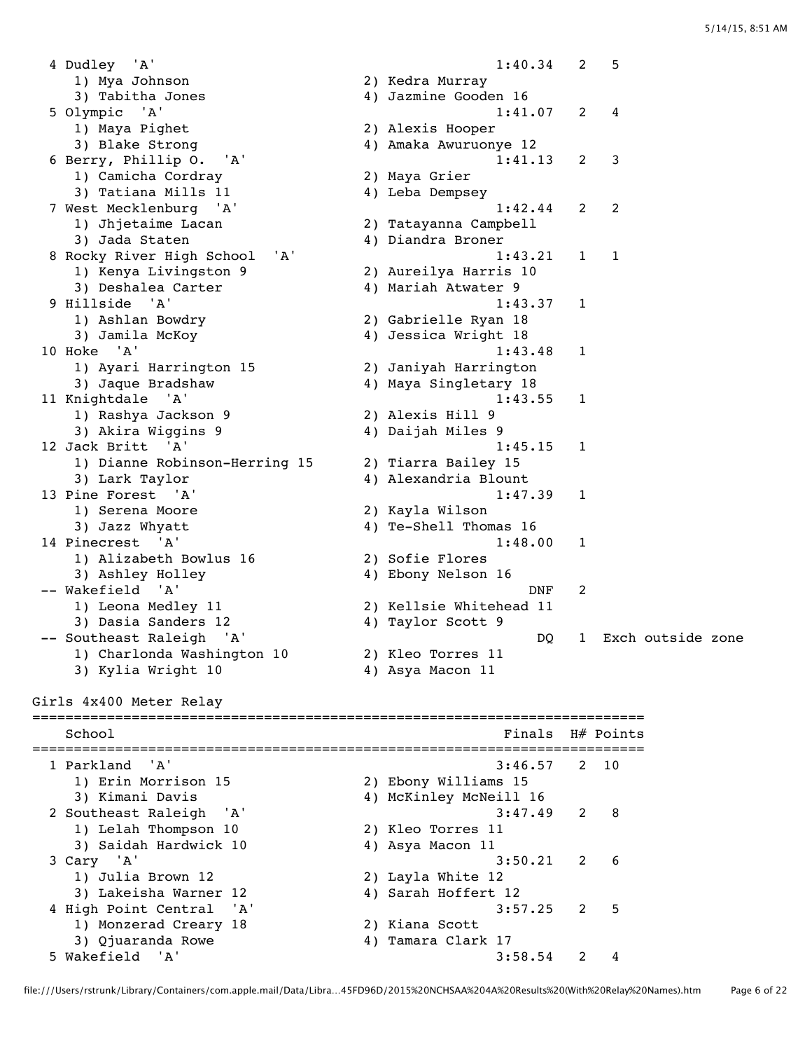```
  4 Dudley  'A'                                          1:40.34   2   5
     1) Mya Johnson                   2) Kedra Murray
     3) Tabitha Jones                 4) Jazmine Gooden 16
  5 Olympic  'A'                                         1:41.07   2   4
     1) Maya Pighet                   2) Alexis Hooper
     3) Blake Strong                  4) Amaka Awuruonye 12
  6 Berry, Phillip O.  'A'                               1:41.13   2   3
     1) Camicha Cordray               2) Maya Grier
     3) Tatiana Mills 11              4) Leba Dempsey
  7 West Mecklenburg  'A'                                1:42.44   2   2
     1) Jhjetaime Lacan               2) Tatayanna Campbell
     3) Jada Staten                   4) Diandra Broner
  8 Rocky River High School  'A'                         1:43.21   1   1
     1) Kenya Livingston 9            2) Aureilya Harris 10
     3) Deshalea Carter               4) Mariah Atwater 9
  9 Hillside  'A'                                        1:43.37   1
     1) Ashlan Bowdry                 2) Gabrielle Ryan 18
     3) Jamila McKoy                  4) Jessica Wright 18
 10 Hoke  'A'                                            1:43.48   1
     1) Ayari Harrington 15           2) Janiyah Harrington
     3) Jaque Bradshaw                4) Maya Singletary 18
 11 Knightdale  'A'                                      1:43.55   1
     1) Rashya Jackson 9              2) Alexis Hill 9
     3) Akira Wiggins 9               4) Daijah Miles 9
 12 Jack Britt  'A'                                      1:45.15   1
     1) Dianne Robinson-Herring 15    2) Tiarra Bailey 15
     3) Lark Taylor                   4) Alexandria Blount
 13 Pine Forest  'A'                                     1:47.39   1
     1) Serena Moore                  2) Kayla Wilson
     3) Jazz Whyatt                   4) Te-Shell Thomas 16
 14 Pinecrest  'A'                                       1:48.00   1
     1) Alizabeth Bowlus 16           2) Sofie Flores
     3) Ashley Holley                 4) Ebony Nelson 16
 -- Wakefield  'A'                                           DNF   2
     1) Leona Medley 11               2) Kellsie Whitehead 11
     3) Dasia Sanders 12              4) Taylor Scott 9
 -- Southeast Raleigh  'A'                                    DQ   1  Exch outside zone
     1) Charlonda Washington 10       2) Kleo Torres 11
     3) Kylia Wright 10               4) Asya Macon 11

Girls 4x400 Meter Relay
==========================================================================
    School                                              Finals  H# Points
==========================================================================
  1 Parkland  'A'                                        3:46.57   2  10
     1) Erin Morrison 15              2) Ebony Williams 15
     3) Kimani Davis                  4) McKinley McNeill 16
  2 Southeast Raleigh  'A'                               3:47.49   2   8
     1) Lelah Thompson 10             2) Kleo Torres 11
     3) Saidah Hardwick 10            4) Asya Macon 11
  3 Cary  'A'                                            3:50.21   2   6
     1) Julia Brown 12                2) Layla White 12
     3) Lakeisha Warner 12            4) Sarah Hoffert 12
  4 High Point Central  'A'                              3:57.25   2   5
     1) Monzerad Creary 18            2) Kiana Scott
     3) Qjuaranda Rowe                4) Tamara Clark 17
  5 Wakefield  'A'                                       3:58.54   2   4
```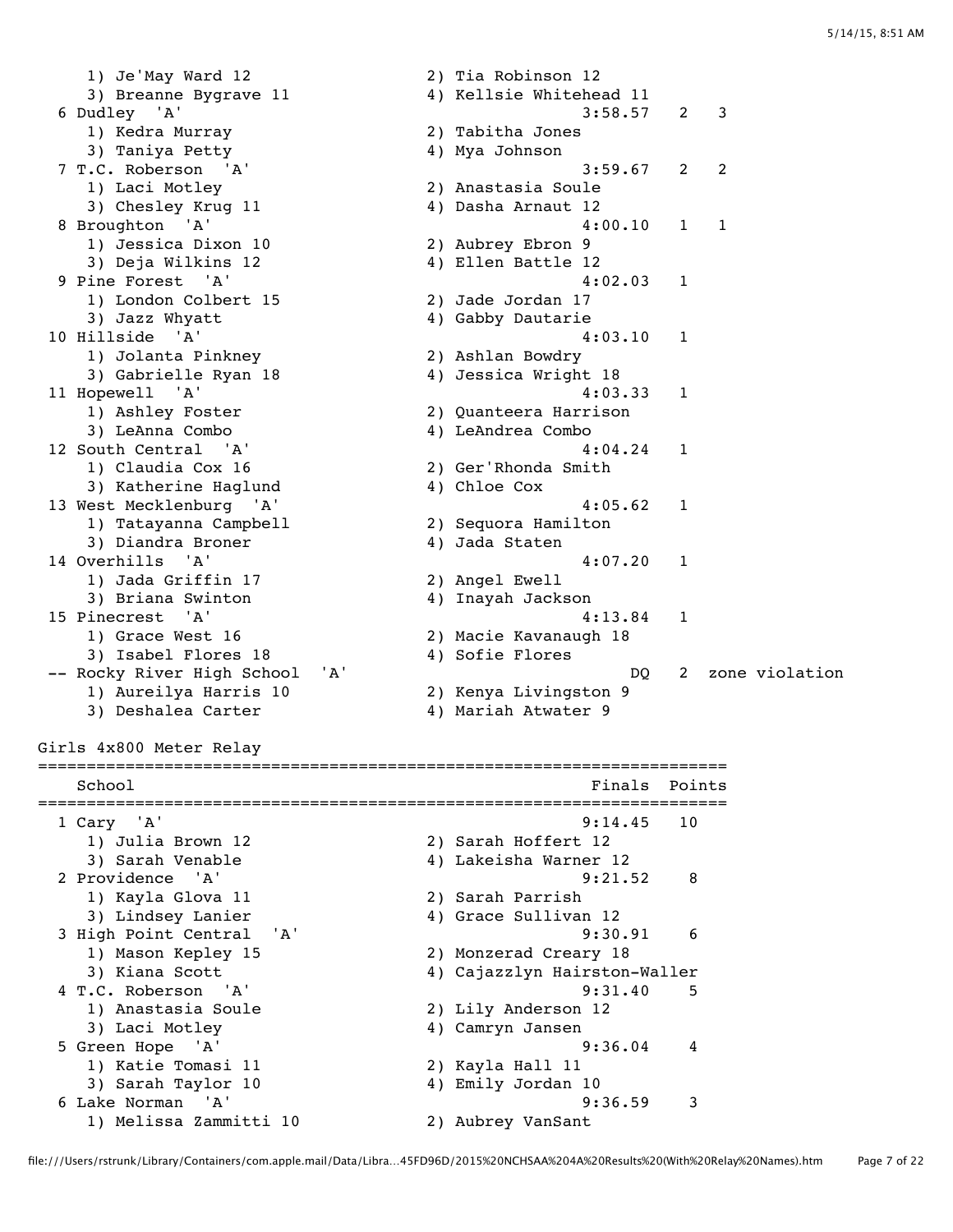```
    1) Je'May Ward 12                 2) Tia Robinson 12
    3) Breanne Bygrave 11             4) Kellsie Whitehead 11
  6 Dudley  'A'                                  3:58.57   2   3
    1) Kedra Murray                   2) Tabitha Jones
    3) Taniya Petty                   4) Mya Johnson
  7 T.C. Roberson  'A'                           3:59.67   2   2
    1) Laci Motley                    2) Anastasia Soule
    3) Chesley Krug 11                4) Dasha Arnaut 12
  8 Broughton  'A'                               4:00.10   1   1
    1) Jessica Dixon 10               2) Aubrey Ebron 9
    3) Deja Wilkins 12                4) Ellen Battle 12
  9 Pine Forest  'A'                             4:02.03   1
    1) London Colbert 15              2) Jade Jordan 17
    3) Jazz Whyatt                    4) Gabby Dautarie
 10 Hillside  'A'                                4:03.10   1
    1) Jolanta Pinkney                2) Ashlan Bowdry
    3) Gabrielle Ryan 18              4) Jessica Wright 18
 11 Hopewell  'A'                                4:03.33   1
    1) Ashley Foster                  2) Quanteera Harrison
    3) LeAnna Combo                   4) LeAndrea Combo
 12 South Central  'A'                           4:04.24   1
    1) Claudia Cox 16                 2) Ger'Rhonda Smith
    3) Katherine Haglund              4) Chloe Cox
 13 West Mecklenburg  'A'                        4:05.62   1
    1) Tatayanna Campbell             2) Sequora Hamilton
    3) Diandra Broner                 4) Jada Staten
 14 Overhills  'A'                               4:07.20   1
    1) Jada Griffin 17                2) Angel Ewell
    3) Briana Swinton                 4) Inayah Jackson
 15 Pinecrest  'A'                               4:13.84   1
    1) Grace West 16                  2) Macie Kavanaugh 18
    3) Isabel Flores 18               4) Sofie Flores
 -- Rocky River High School  'A'                      DQ   2  zone violation
    1) Aureilya Harris 10             2) Kenya Livingston 9
    3) Deshalea Carter                4) Mariah Atwater 9

Girls 4x800 Meter Relay
===================================================================
    School                                        Finals  Points
===================================================================
  1 Cary  'A'                                    9:14.45   10
    1) Julia Brown 12                 2) Sarah Hoffert 12
    3) Sarah Venable                  4) Lakeisha Warner 12
  2 Providence  'A'                              9:21.52    8
    1) Kayla Glova 11                 2) Sarah Parrish
    3) Lindsey Lanier                 4) Grace Sullivan 12
  3 High Point Central  'A'                      9:30.91    6
    1) Mason Kepley 15                2) Monzerad Creary 18
    3) Kiana Scott                    4) Cajazzlyn Hairston-Waller
  4 T.C. Roberson  'A'                           9:31.40    5
    1) Anastasia Soule                2) Lily Anderson 12
    3) Laci Motley                    4) Camryn Jansen
  5 Green Hope  'A'                              9:36.04    4
    1) Katie Tomasi 11                2) Kayla Hall 11
    3) Sarah Taylor 10                4) Emily Jordan 10
  6 Lake Norman  'A'                             9:36.59    3
    1) Melissa Zammitti 10            2) Aubrey VanSant
```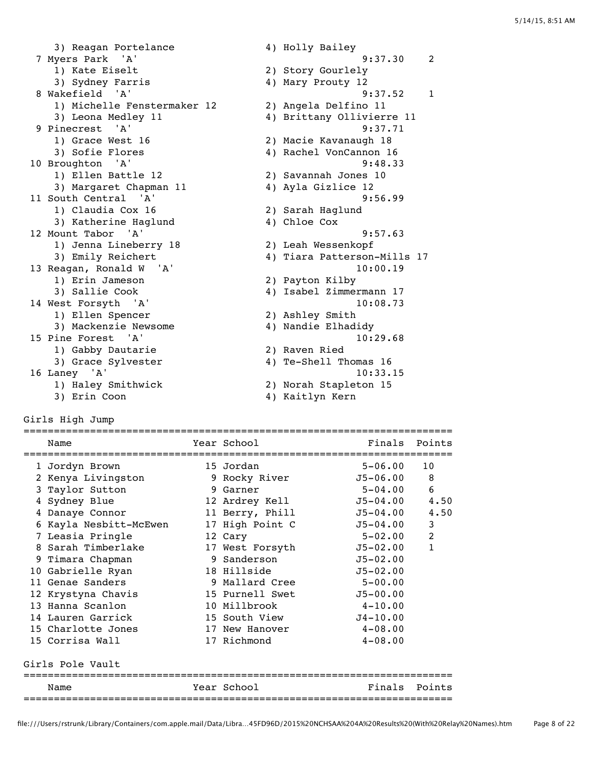| Place | Team | Relay | Finals | Points |
|---|---|---|---|---|
| | | 3) Reagan Portelance / 4) Holly Bailey | | |
| 7 | Myers Park | 'A' | 9:37.30 | 2 |
| | | 1) Kate Eiselt / 2) Story Gourlely / 3) Sydney Farris / 4) Mary Prouty 12 | | |
| 8 | Wakefield | 'A' | 9:37.52 | 1 |
| | | 1) Michelle Fenstermaker 12 / 2) Angela Delfino 11 / 3) Leona Medley 11 / 4) Brittany Ollivierre 11 | | |
| 9 | Pinecrest | 'A' | 9:37.71 | |
| | | 1) Grace West 16 / 2) Macie Kavanaugh 18 / 3) Sofie Flores / 4) Rachel VonCannon 16 | | |
| 10 | Broughton | 'A' | 9:48.33 | |
| | | 1) Ellen Battle 12 / 2) Savannah Jones 10 / 3) Margaret Chapman 11 / 4) Ayla Gizlice 12 | | |
| 11 | South Central | 'A' | 9:56.99 | |
| | | 1) Claudia Cox 16 / 2) Sarah Haglund / 3) Katherine Haglund / 4) Chloe Cox | | |
| 12 | Mount Tabor | 'A' | 9:57.63 | |
| | | 1) Jenna Lineberry 18 / 2) Leah Wessenkopf / 3) Emily Reichert / 4) Tiara Patterson-Mills 17 | | |
| 13 | Reagan, Ronald W | 'A' | 10:00.19 | |
| | | 1) Erin Jameson / 2) Payton Kilby / 3) Sallie Cook / 4) Isabel Zimmermann 17 | | |
| 14 | West Forsyth | 'A' | 10:08.73 | |
| | | 1) Ellen Spencer / 2) Ashley Smith / 3) Mackenzie Newsome / 4) Nandie Elhadidy | | |
| 15 | Pine Forest | 'A' | 10:29.68 | |
| | | 1) Gabby Dautarie / 2) Raven Ried / 3) Grace Sylvester / 4) Te-Shell Thomas 16 | | |
| 16 | Laney | 'A' | 10:33.15 | |
| | | 1) Haley Smithwick / 2) Norah Stapleton 15 / 3) Erin Coon / 4) Kaitlyn Kern | | |

## Girls High Jump

| Place | Name | Year | School | Finals | Points |
|---|---|---|---|---|---|
| 1 | Jordyn Brown | 15 | Jordan | 5-06.00 | 10 |
| 2 | Kenya Livingston | 9 | Rocky River | J5-06.00 | 8 |
| 3 | Taylor Sutton | 9 | Garner | 5-04.00 | 6 |
| 4 | Sydney Blue | 12 | Ardrey Kell | J5-04.00 | 4.50 |
| 4 | Danaye Connor | 11 | Berry, Phill | J5-04.00 | 4.50 |
| 6 | Kayla Nesbitt-McEwen | 17 | High Point C | J5-04.00 | 3 |
| 7 | Leasia Pringle | 12 | Cary | 5-02.00 | 2 |
| 8 | Sarah Timberlake | 17 | West Forsyth | J5-02.00 | 1 |
| 9 | Timara Chapman | 9 | Sanderson | J5-02.00 | |
| 10 | Gabrielle Ryan | 18 | Hillside | J5-02.00 | |
| 11 | Genae Sanders | 9 | Mallard Cree | 5-00.00 | |
| 12 | Krystyna Chavis | 15 | Purnell Swet | J5-00.00 | |
| 13 | Hanna Scanlon | 10 | Millbrook | 4-10.00 | |
| 14 | Lauren Garrick | 15 | South View | J4-10.00 | |
| 15 | Charlotte Jones | 17 | New Hanover | 4-08.00 | |
| 15 | Corrisa Wall | 17 | Richmond | 4-08.00 | |

## Girls Pole Vault

| Place | Name | Year | School | Finals | Points |
|---|---|---|---|---|---|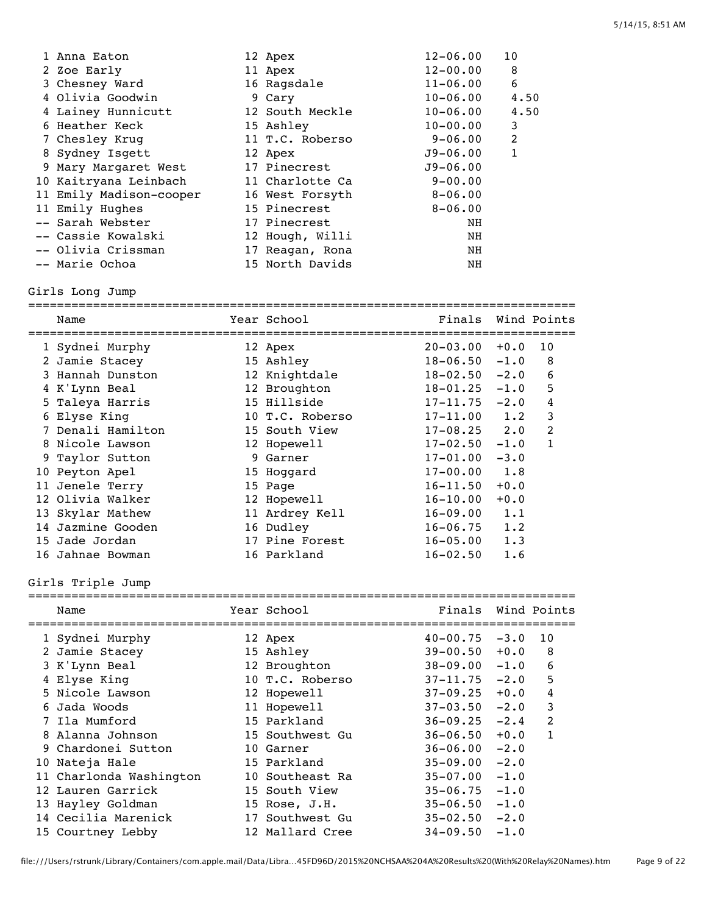| Place | Name | Year | School | Finals | Points |
|---|---|---|---|---|---|
| 1 | Anna Eaton | 12 | Apex | 12-06.00 | 10 |
| 2 | Zoe Early | 11 | Apex | 12-00.00 | 8 |
| 3 | Chesney Ward | 16 | Ragsdale | 11-06.00 | 6 |
| 4 | Olivia Goodwin | 9 | Cary | 10-06.00 | 4.50 |
| 4 | Lainey Hunnicutt | 12 | South Meckle | 10-06.00 | 4.50 |
| 6 | Heather Keck | 15 | Ashley | 10-00.00 | 3 |
| 7 | Chesley Krug | 11 | T.C. Roberso | 9-06.00 | 2 |
| 8 | Sydney Isgett | 12 | Apex | J9-06.00 | 1 |
| 9 | Mary Margaret West | 17 | Pinecrest | J9-06.00 | |
| 10 | Kaitryana Leinbach | 11 | Charlotte Ca | 9-00.00 | |
| 11 | Emily Madison-cooper | 16 | West Forsyth | 8-06.00 | |
| 11 | Emily Hughes | 15 | Pinecrest | 8-06.00 | |
| -- | Sarah Webster | 17 | Pinecrest | NH | |
| -- | Cassie Kowalski | 12 | Hough, Willi | NH | |
| -- | Olivia Crissman | 17 | Reagan, Rona | NH | |
| -- | Marie Ochoa | 15 | North Davids | NH | |

## Girls Long Jump

| Place | Name | Year | School | Finals | Wind | Points |
|---|---|---|---|---|---|---|
| 1 | Sydnei Murphy | 12 | Apex | 20-03.00 | +0.0 | 10 |
| 2 | Jamie Stacey | 15 | Ashley | 18-06.50 | -1.0 | 8 |
| 3 | Hannah Dunston | 12 | Knightdale | 18-02.50 | -2.0 | 6 |
| 4 | K'Lynn Beal | 12 | Broughton | 18-01.25 | -1.0 | 5 |
| 5 | Taleya Harris | 15 | Hillside | 17-11.75 | -2.0 | 4 |
| 6 | Elyse King | 10 | T.C. Roberso | 17-11.00 | 1.2 | 3 |
| 7 | Denali Hamilton | 15 | South View | 17-08.25 | 2.0 | 2 |
| 8 | Nicole Lawson | 12 | Hopewell | 17-02.50 | -1.0 | 1 |
| 9 | Taylor Sutton | 9 | Garner | 17-01.00 | -3.0 | |
| 10 | Peyton Apel | 15 | Hoggard | 17-00.00 | 1.8 | |
| 11 | Jenele Terry | 15 | Page | 16-11.50 | +0.0 | |
| 12 | Olivia Walker | 12 | Hopewell | 16-10.00 | +0.0 | |
| 13 | Skylar Mathew | 11 | Ardrey Kell | 16-09.00 | 1.1 | |
| 14 | Jazmine Gooden | 16 | Dudley | 16-06.75 | 1.2 | |
| 15 | Jade Jordan | 17 | Pine Forest | 16-05.00 | 1.3 | |
| 16 | Jahnae Bowman | 16 | Parkland | 16-02.50 | 1.6 | |

## Girls Triple Jump

| Place | Name | Year | School | Finals | Wind | Points |
|---|---|---|---|---|---|---|
| 1 | Sydnei Murphy | 12 | Apex | 40-00.75 | -3.0 | 10 |
| 2 | Jamie Stacey | 15 | Ashley | 39-00.50 | +0.0 | 8 |
| 3 | K'Lynn Beal | 12 | Broughton | 38-09.00 | -1.0 | 6 |
| 4 | Elyse King | 10 | T.C. Roberso | 37-11.75 | -2.0 | 5 |
| 5 | Nicole Lawson | 12 | Hopewell | 37-09.25 | +0.0 | 4 |
| 6 | Jada Woods | 11 | Hopewell | 37-03.50 | -2.0 | 3 |
| 7 | Ila Mumford | 15 | Parkland | 36-09.25 | -2.4 | 2 |
| 8 | Alanna Johnson | 15 | Southwest Gu | 36-06.50 | +0.0 | 1 |
| 9 | Chardonei Sutton | 10 | Garner | 36-06.00 | -2.0 | |
| 10 | Nateja Hale | 15 | Parkland | 35-09.00 | -2.0 | |
| 11 | Charlonda Washington | 10 | Southeast Ra | 35-07.00 | -1.0 | |
| 12 | Lauren Garrick | 15 | South View | 35-06.75 | -1.0 | |
| 13 | Hayley Goldman | 15 | Rose, J.H. | 35-06.50 | -1.0 | |
| 14 | Cecilia Marenick | 17 | Southwest Gu | 35-02.50 | -2.0 | |
| 15 | Courtney Lebby | 12 | Mallard Cree | 34-09.50 | -1.0 | |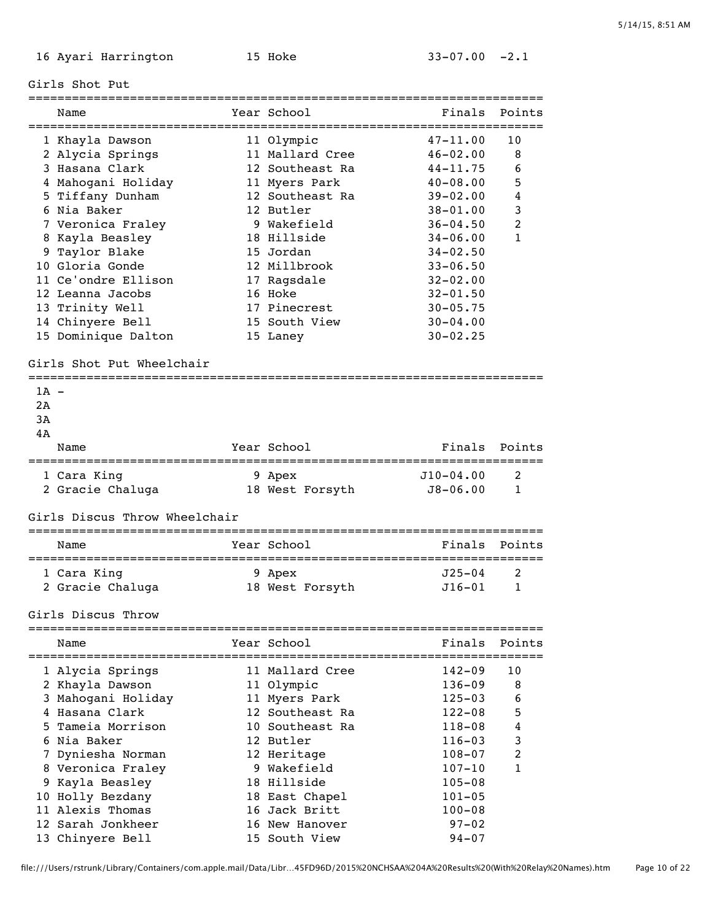| | Name | Year | School | Finals | Wind |
|---|---|---|---|---|---|
| 16 | Ayari Harrington | 15 | Hoke | 33-07.00 | -2.1 |

## Girls Shot Put

| | Name | Year | School | Finals | Points |
|---|---|---|---|---|---|
| 1 | Khayla Dawson | 11 | Olympic | 47-11.00 | 10 |
| 2 | Alycia Springs | 11 | Mallard Cree | 46-02.00 | 8 |
| 3 | Hasana Clark | 12 | Southeast Ra | 44-11.75 | 6 |
| 4 | Mahogani Holiday | 11 | Myers Park | 40-08.00 | 5 |
| 5 | Tiffany Dunham | 12 | Southeast Ra | 39-02.00 | 4 |
| 6 | Nia Baker | 12 | Butler | 38-01.00 | 3 |
| 7 | Veronica Fraley | 9 | Wakefield | 36-04.50 | 2 |
| 8 | Kayla Beasley | 18 | Hillside | 34-06.00 | 1 |
| 9 | Taylor Blake | 15 | Jordan | 34-02.50 | |
| 10 | Gloria Gonde | 12 | Millbrook | 33-06.50 | |
| 11 | Ce'ondre Ellison | 17 | Ragsdale | 32-02.00 | |
| 12 | Leanna Jacobs | 16 | Hoke | 32-01.50 | |
| 13 | Trinity Well | 17 | Pinecrest | 30-05.75 | |
| 14 | Chinyere Bell | 15 | South View | 30-04.00 | |
| 15 | Dominique Dalton | 15 | Laney | 30-02.25 | |

## Girls Shot Put Wheelchair

1A -
2A
3A
4A

| | Name | Year | School | Finals | Points |
|---|---|---|---|---|---|
| 1 | Cara King | 9 | Apex | J10-04.00 | 2 |
| 2 | Gracie Chaluga | 18 | West Forsyth | J8-06.00 | 1 |

## Girls Discus Throw Wheelchair

| | Name | Year | School | Finals | Points |
|---|---|---|---|---|---|
| 1 | Cara King | 9 | Apex | J25-04 | 2 |
| 2 | Gracie Chaluga | 18 | West Forsyth | J16-01 | 1 |

## Girls Discus Throw

| | Name | Year | School | Finals | Points |
|---|---|---|---|---|---|
| 1 | Alycia Springs | 11 | Mallard Cree | 142-09 | 10 |
| 2 | Khayla Dawson | 11 | Olympic | 136-09 | 8 |
| 3 | Mahogani Holiday | 11 | Myers Park | 125-03 | 6 |
| 4 | Hasana Clark | 12 | Southeast Ra | 122-08 | 5 |
| 5 | Tameia Morrison | 10 | Southeast Ra | 118-08 | 4 |
| 6 | Nia Baker | 12 | Butler | 116-03 | 3 |
| 7 | Dyniesha Norman | 12 | Heritage | 108-07 | 2 |
| 8 | Veronica Fraley | 9 | Wakefield | 107-10 | 1 |
| 9 | Kayla Beasley | 18 | Hillside | 105-08 | |
| 10 | Holly Bezdany | 18 | East Chapel | 101-05 | |
| 11 | Alexis Thomas | 16 | Jack Britt | 100-08 | |
| 12 | Sarah Jonkheer | 16 | New Hanover | 97-02 | |
| 13 | Chinyere Bell | 15 | South View | 94-07 | |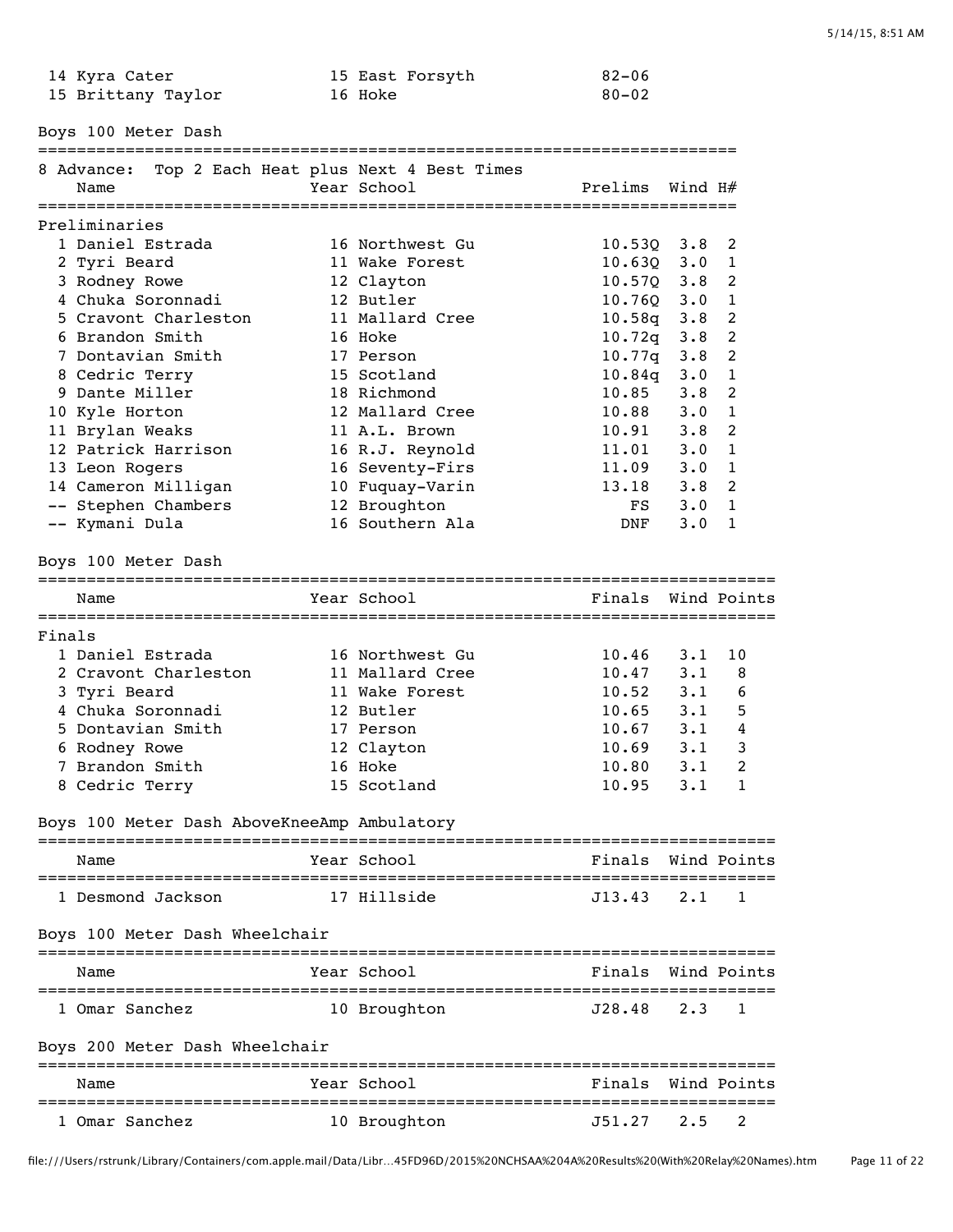| | Name | Year | School | Mark |
|---|---|---|---|---|
| 14 | Kyra Cater | 15 | East Forsyth | 82-06 |
| 15 | Brittany Taylor | 16 | Hoke | 80-02 |

## Boys 100 Meter Dash

8 Advance: Top 2 Each Heat plus Next 4 Best Times

| | Name | Year | School | Prelims | Wind | H# |
|---|---|---|---|---|---|---|
| **Preliminaries** | | | | | | |
| 1 | Daniel Estrada | 16 | Northwest Gu | 10.53Q | 3.8 | 2 |
| 2 | Tyri Beard | 11 | Wake Forest | 10.63Q | 3.0 | 1 |
| 3 | Rodney Rowe | 12 | Clayton | 10.57Q | 3.8 | 2 |
| 4 | Chuka Soronnadi | 12 | Butler | 10.76Q | 3.0 | 1 |
| 5 | Cravont Charleston | 11 | Mallard Cree | 10.58q | 3.8 | 2 |
| 6 | Brandon Smith | 16 | Hoke | 10.72q | 3.8 | 2 |
| 7 | Dontavian Smith | 17 | Person | 10.77q | 3.8 | 2 |
| 8 | Cedric Terry | 15 | Scotland | 10.84q | 3.0 | 1 |
| 9 | Dante Miller | 18 | Richmond | 10.85 | 3.8 | 2 |
| 10 | Kyle Horton | 12 | Mallard Cree | 10.88 | 3.0 | 1 |
| 11 | Brylan Weaks | 11 | A.L. Brown | 10.91 | 3.8 | 2 |
| 12 | Patrick Harrison | 16 | R.J. Reynold | 11.01 | 3.0 | 1 |
| 13 | Leon Rogers | 16 | Seventy-Firs | 11.09 | 3.0 | 1 |
| 14 | Cameron Milligan | 10 | Fuquay-Varin | 13.18 | 3.8 | 2 |
| -- | Stephen Chambers | 12 | Broughton | FS | 3.0 | 1 |
| -- | Kymani Dula | 16 | Southern Ala | DNF | 3.0 | 1 |

## Boys 100 Meter Dash

| | Name | Year | School | Finals | Wind | Points |
|---|---|---|---|---|---|---|
| **Finals** | | | | | | |
| 1 | Daniel Estrada | 16 | Northwest Gu | 10.46 | 3.1 | 10 |
| 2 | Cravont Charleston | 11 | Mallard Cree | 10.47 | 3.1 | 8 |
| 3 | Tyri Beard | 11 | Wake Forest | 10.52 | 3.1 | 6 |
| 4 | Chuka Soronnadi | 12 | Butler | 10.65 | 3.1 | 5 |
| 5 | Dontavian Smith | 17 | Person | 10.67 | 3.1 | 4 |
| 6 | Rodney Rowe | 12 | Clayton | 10.69 | 3.1 | 3 |
| 7 | Brandon Smith | 16 | Hoke | 10.80 | 3.1 | 2 |
| 8 | Cedric Terry | 15 | Scotland | 10.95 | 3.1 | 1 |

## Boys 100 Meter Dash AboveKneeAmp Ambulatory

| | Name | Year | School | Finals | Wind | Points |
|---|---|---|---|---|---|---|
| 1 | Desmond Jackson | 17 | Hillside | J13.43 | 2.1 | 1 |

## Boys 100 Meter Dash Wheelchair

| | Name | Year | School | Finals | Wind | Points |
|---|---|---|---|---|---|---|
| 1 | Omar Sanchez | 10 | Broughton | J28.48 | 2.3 | 1 |

## Boys 200 Meter Dash Wheelchair

| | Name | Year | School | Finals | Wind | Points |
|---|---|---|---|---|---|---|
| 1 | Omar Sanchez | 10 | Broughton | J51.27 | 2.5 | 2 |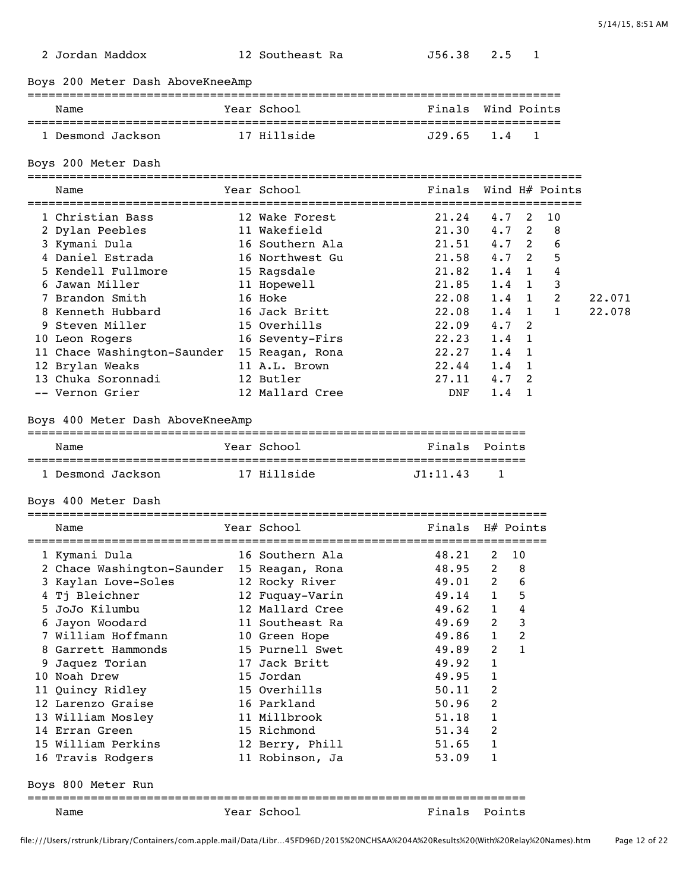| | Name | Year | School | Finals | Wind | Points |
|---|---|---|---|---|---|---|
| 2 | Jordan Maddox | 12 | Southeast Ra | J56.38 | 2.5 | 1 |

Boys 200 Meter Dash AboveKneeAmp

| | Name | Year | School | Finals | Wind | Points |
|---|---|---|---|---|---|---|
| 1 | Desmond Jackson | 17 | Hillside | J29.65 | 1.4 | 1 |

Boys 200 Meter Dash

| | Name | Year | School | Finals | Wind | H# | Points | |
|---|---|---|---|---|---|---|---|---|
| 1 | Christian Bass | 12 | Wake Forest | 21.24 | 4.7 | 2 | 10 | |
| 2 | Dylan Peebles | 11 | Wakefield | 21.30 | 4.7 | 2 | 8 | |
| 3 | Kymani Dula | 16 | Southern Ala | 21.51 | 4.7 | 2 | 6 | |
| 4 | Daniel Estrada | 16 | Northwest Gu | 21.58 | 4.7 | 2 | 5 | |
| 5 | Kendell Fullmore | 15 | Ragsdale | 21.82 | 1.4 | 1 | 4 | |
| 6 | Jawan Miller | 11 | Hopewell | 21.85 | 1.4 | 1 | 3 | |
| 7 | Brandon Smith | 16 | Hoke | 22.08 | 1.4 | 1 | 2 | 22.071 |
| 8 | Kenneth Hubbard | 16 | Jack Britt | 22.08 | 1.4 | 1 | 1 | 22.078 |
| 9 | Steven Miller | 15 | Overhills | 22.09 | 4.7 | 2 | | |
| 10 | Leon Rogers | 16 | Seventy-Firs | 22.23 | 1.4 | 1 | | |
| 11 | Chace Washington-Saunder | 15 | Reagan, Rona | 22.27 | 1.4 | 1 | | |
| 12 | Brylan Weaks | 11 | A.L. Brown | 22.44 | 1.4 | 1 | | |
| 13 | Chuka Soronnadi | 12 | Butler | 27.11 | 4.7 | 2 | | |
| -- | Vernon Grier | 12 | Mallard Cree | DNF | 1.4 | 1 | | |

Boys 400 Meter Dash AboveKneeAmp

| | Name | Year | School | Finals | Points |
|---|---|---|---|---|---|
| 1 | Desmond Jackson | 17 | Hillside | J1:11.43 | 1 |

Boys 400 Meter Dash

| | Name | Year | School | Finals | H# | Points |
|---|---|---|---|---|---|---|
| 1 | Kymani Dula | 16 | Southern Ala | 48.21 | 2 | 10 |
| 2 | Chace Washington-Saunder | 15 | Reagan, Rona | 48.95 | 2 | 8 |
| 3 | Kaylan Love-Soles | 12 | Rocky River | 49.01 | 2 | 6 |
| 4 | Tj Bleichner | 12 | Fuquay-Varin | 49.14 | 1 | 5 |
| 5 | JoJo Kilumbu | 12 | Mallard Cree | 49.62 | 1 | 4 |
| 6 | Jayon Woodard | 11 | Southeast Ra | 49.69 | 2 | 3 |
| 7 | William Hoffmann | 10 | Green Hope | 49.86 | 1 | 2 |
| 8 | Garrett Hammonds | 15 | Purnell Swet | 49.89 | 2 | 1 |
| 9 | Jaquez Torian | 17 | Jack Britt | 49.92 | 1 | |
| 10 | Noah Drew | 15 | Jordan | 49.95 | 1 | |
| 11 | Quincy Ridley | 15 | Overhills | 50.11 | 2 | |
| 12 | Larenzo Graise | 16 | Parkland | 50.96 | 2 | |
| 13 | William Mosley | 11 | Millbrook | 51.18 | 1 | |
| 14 | Erran Green | 15 | Richmond | 51.34 | 2 | |
| 15 | William Perkins | 12 | Berry, Phill | 51.65 | 1 | |
| 16 | Travis Rodgers | 11 | Robinson, Ja | 53.09 | 1 | |

Boys 800 Meter Run

| | Name | Year | School | Finals | Points |
|---|---|---|---|---|---|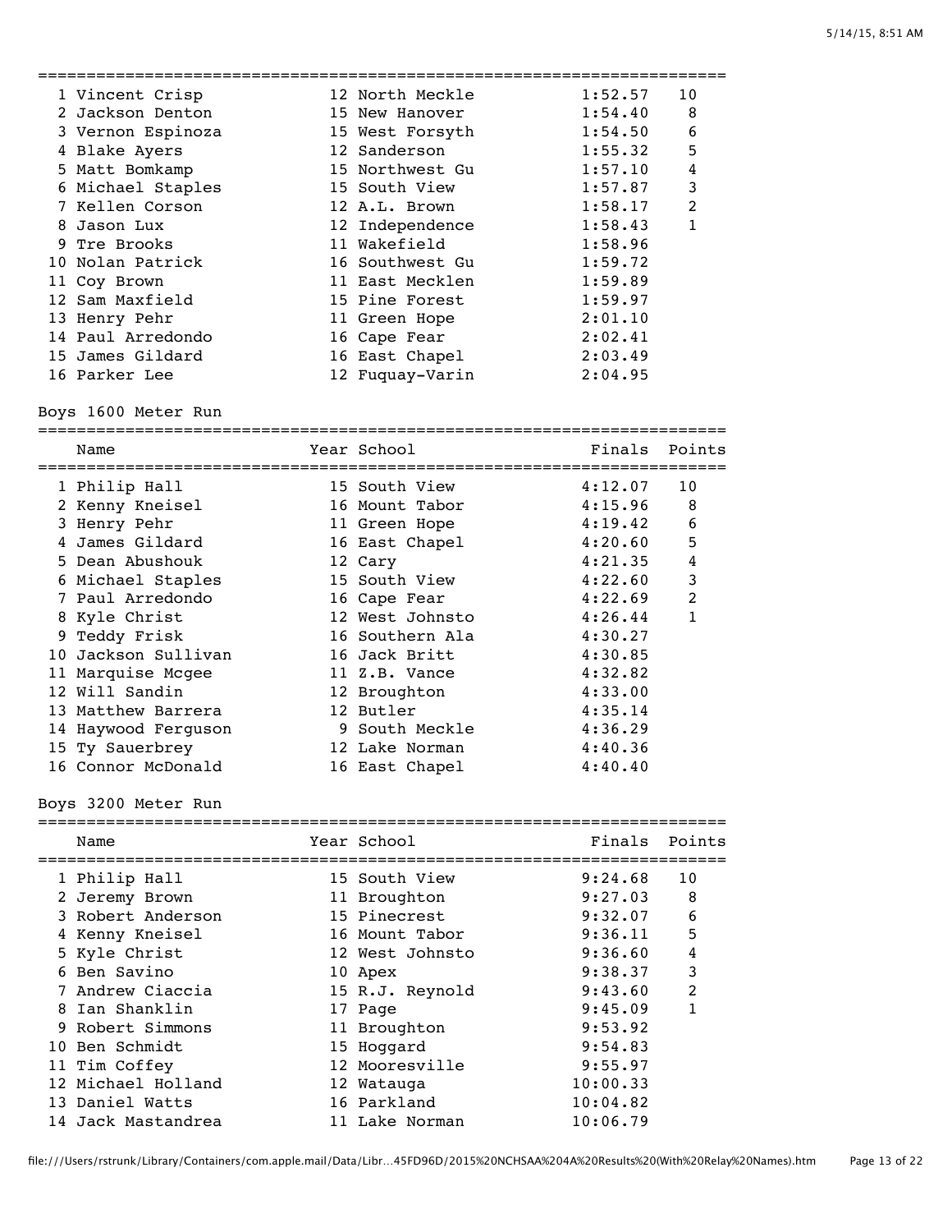| Place | Name | Year | School | Finals | Points |
|---|---|---|---|---|---|
| 1 | Vincent Crisp | 12 | North Meckle | 1:52.57 | 10 |
| 2 | Jackson Denton | 15 | New Hanover | 1:54.40 | 8 |
| 3 | Vernon Espinoza | 15 | West Forsyth | 1:54.50 | 6 |
| 4 | Blake Ayers | 12 | Sanderson | 1:55.32 | 5 |
| 5 | Matt Bomkamp | 15 | Northwest Gu | 1:57.10 | 4 |
| 6 | Michael Staples | 15 | South View | 1:57.87 | 3 |
| 7 | Kellen Corson | 12 | A.L. Brown | 1:58.17 | 2 |
| 8 | Jason Lux | 12 | Independence | 1:58.43 | 1 |
| 9 | Tre Brooks | 11 | Wakefield | 1:58.96 | |
| 10 | Nolan Patrick | 16 | Southwest Gu | 1:59.72 | |
| 11 | Coy Brown | 11 | East Mecklen | 1:59.89 | |
| 12 | Sam Maxfield | 15 | Pine Forest | 1:59.97 | |
| 13 | Henry Pehr | 11 | Green Hope | 2:01.10 | |
| 14 | Paul Arredondo | 16 | Cape Fear | 2:02.41 | |
| 15 | James Gildard | 16 | East Chapel | 2:03.49 | |
| 16 | Parker Lee | 12 | Fuquay-Varin | 2:04.95 | |

Boys 1600 Meter Run

| Place | Name | Year | School | Finals | Points |
|---|---|---|---|---|---|
| 1 | Philip Hall | 15 | South View | 4:12.07 | 10 |
| 2 | Kenny Kneisel | 16 | Mount Tabor | 4:15.96 | 8 |
| 3 | Henry Pehr | 11 | Green Hope | 4:19.42 | 6 |
| 4 | James Gildard | 16 | East Chapel | 4:20.60 | 5 |
| 5 | Dean Abushouk | 12 | Cary | 4:21.35 | 4 |
| 6 | Michael Staples | 15 | South View | 4:22.60 | 3 |
| 7 | Paul Arredondo | 16 | Cape Fear | 4:22.69 | 2 |
| 8 | Kyle Christ | 12 | West Johnsto | 4:26.44 | 1 |
| 9 | Teddy Frisk | 16 | Southern Ala | 4:30.27 | |
| 10 | Jackson Sullivan | 16 | Jack Britt | 4:30.85 | |
| 11 | Marquise Mcgee | 11 | Z.B. Vance | 4:32.82 | |
| 12 | Will Sandin | 12 | Broughton | 4:33.00 | |
| 13 | Matthew Barrera | 12 | Butler | 4:35.14 | |
| 14 | Haywood Ferguson | 9 | South Meckle | 4:36.29 | |
| 15 | Ty Sauerbrey | 12 | Lake Norman | 4:40.36 | |
| 16 | Connor McDonald | 16 | East Chapel | 4:40.40 | |

Boys 3200 Meter Run

| Place | Name | Year | School | Finals | Points |
|---|---|---|---|---|---|
| 1 | Philip Hall | 15 | South View | 9:24.68 | 10 |
| 2 | Jeremy Brown | 11 | Broughton | 9:27.03 | 8 |
| 3 | Robert Anderson | 15 | Pinecrest | 9:32.07 | 6 |
| 4 | Kenny Kneisel | 16 | Mount Tabor | 9:36.11 | 5 |
| 5 | Kyle Christ | 12 | West Johnsto | 9:36.60 | 4 |
| 6 | Ben Savino | 10 | Apex | 9:38.37 | 3 |
| 7 | Andrew Ciaccia | 15 | R.J. Reynold | 9:43.60 | 2 |
| 8 | Ian Shanklin | 17 | Page | 9:45.09 | 1 |
| 9 | Robert Simmons | 11 | Broughton | 9:53.92 | |
| 10 | Ben Schmidt | 15 | Hoggard | 9:54.83 | |
| 11 | Tim Coffey | 12 | Mooresville | 9:55.97 | |
| 12 | Michael Holland | 12 | Watauga | 10:00.33 | |
| 13 | Daniel Watts | 16 | Parkland | 10:04.82 | |
| 14 | Jack Mastandrea | 11 | Lake Norman | 10:06.79 | |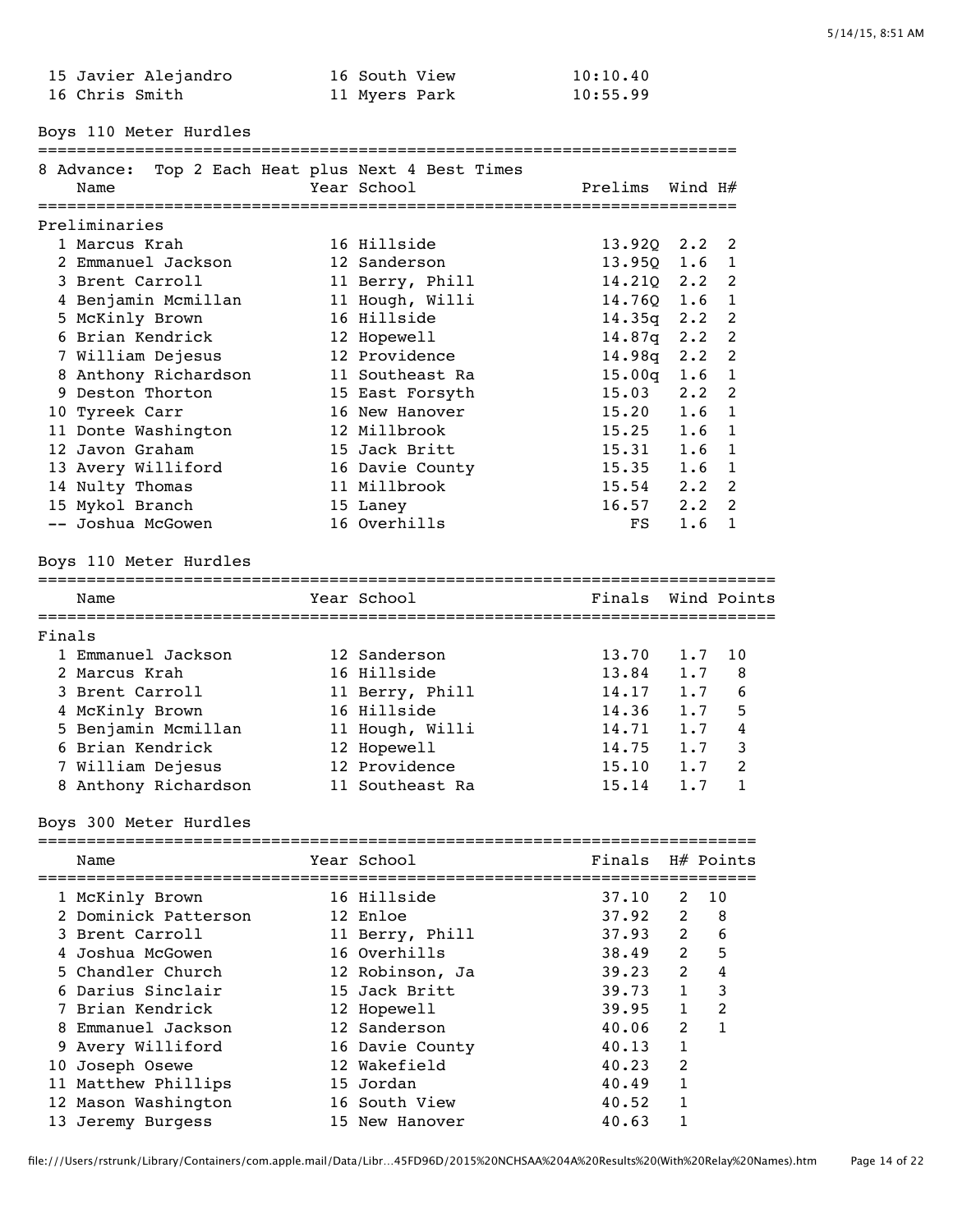| | Name | Year | School | Finals |
|---|---|---|---|---|
| 15 | Javier Alejandro | 16 | South View | 10:10.40 |
| 16 | Chris Smith | 11 | Myers Park | 10:55.99 |

## Boys 110 Meter Hurdles

8 Advance: Top 2 Each Heat plus Next 4 Best Times

| | Name | Year | School | Prelims | Wind | H# |
|---|---|---|---|---|---|---|
| **Preliminaries** | | | | | | |
| 1 | Marcus Krah | 16 | Hillside | 13.92Q | 2.2 | 2 |
| 2 | Emmanuel Jackson | 12 | Sanderson | 13.95Q | 1.6 | 1 |
| 3 | Brent Carroll | 11 | Berry, Phill | 14.21Q | 2.2 | 2 |
| 4 | Benjamin Mcmillan | 11 | Hough, Willi | 14.76Q | 1.6 | 1 |
| 5 | McKinly Brown | 16 | Hillside | 14.35q | 2.2 | 2 |
| 6 | Brian Kendrick | 12 | Hopewell | 14.87q | 2.2 | 2 |
| 7 | William Dejesus | 12 | Providence | 14.98q | 2.2 | 2 |
| 8 | Anthony Richardson | 11 | Southeast Ra | 15.00q | 1.6 | 1 |
| 9 | Deston Thorton | 15 | East Forsyth | 15.03 | 2.2 | 2 |
| 10 | Tyreek Carr | 16 | New Hanover | 15.20 | 1.6 | 1 |
| 11 | Donte Washington | 12 | Millbrook | 15.25 | 1.6 | 1 |
| 12 | Javon Graham | 15 | Jack Britt | 15.31 | 1.6 | 1 |
| 13 | Avery Williford | 16 | Davie County | 15.35 | 1.6 | 1 |
| 14 | Nulty Thomas | 11 | Millbrook | 15.54 | 2.2 | 2 |
| 15 | Mykol Branch | 15 | Laney | 16.57 | 2.2 | 2 |
| -- | Joshua McGowen | 16 | Overhills | FS | 1.6 | 1 |

## Boys 110 Meter Hurdles

| | Name | Year | School | Finals | Wind | Points |
|---|---|---|---|---|---|---|
| **Finals** | | | | | | |
| 1 | Emmanuel Jackson | 12 | Sanderson | 13.70 | 1.7 | 10 |
| 2 | Marcus Krah | 16 | Hillside | 13.84 | 1.7 | 8 |
| 3 | Brent Carroll | 11 | Berry, Phill | 14.17 | 1.7 | 6 |
| 4 | McKinly Brown | 16 | Hillside | 14.36 | 1.7 | 5 |
| 5 | Benjamin Mcmillan | 11 | Hough, Willi | 14.71 | 1.7 | 4 |
| 6 | Brian Kendrick | 12 | Hopewell | 14.75 | 1.7 | 3 |
| 7 | William Dejesus | 12 | Providence | 15.10 | 1.7 | 2 |
| 8 | Anthony Richardson | 11 | Southeast Ra | 15.14 | 1.7 | 1 |

## Boys 300 Meter Hurdles

| | Name | Year | School | Finals | H# | Points |
|---|---|---|---|---|---|---|
| 1 | McKinly Brown | 16 | Hillside | 37.10 | 2 | 10 |
| 2 | Dominick Patterson | 12 | Enloe | 37.92 | 2 | 8 |
| 3 | Brent Carroll | 11 | Berry, Phill | 37.93 | 2 | 6 |
| 4 | Joshua McGowen | 16 | Overhills | 38.49 | 2 | 5 |
| 5 | Chandler Church | 12 | Robinson, Ja | 39.23 | 2 | 4 |
| 6 | Darius Sinclair | 15 | Jack Britt | 39.73 | 1 | 3 |
| 7 | Brian Kendrick | 12 | Hopewell | 39.95 | 1 | 2 |
| 8 | Emmanuel Jackson | 12 | Sanderson | 40.06 | 2 | 1 |
| 9 | Avery Williford | 16 | Davie County | 40.13 | 1 | |
| 10 | Joseph Osewe | 12 | Wakefield | 40.23 | 2 | |
| 11 | Matthew Phillips | 15 | Jordan | 40.49 | 1 | |
| 12 | Mason Washington | 16 | South View | 40.52 | 1 | |
| 13 | Jeremy Burgess | 15 | New Hanover | 40.63 | 1 | |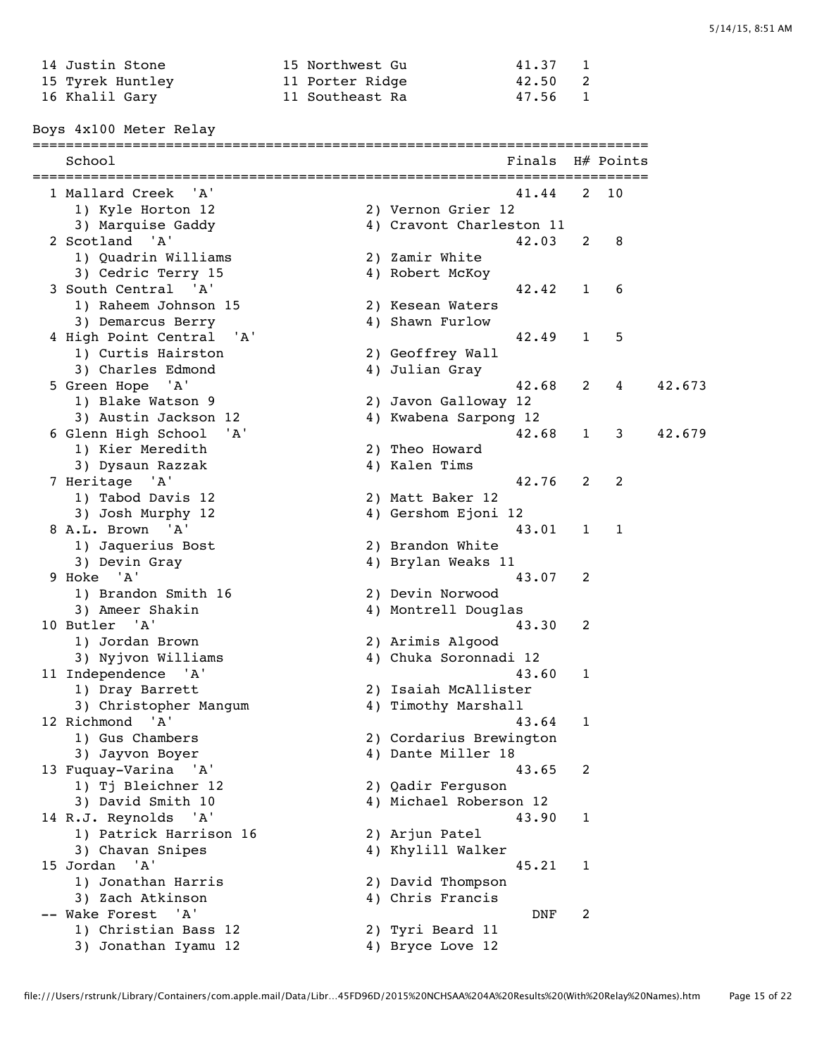| | | | | |
|---|---|---|---|---|
| 14 Justin Stone | 15 Northwest Gu | 41.37 | 1 | |
| 15 Tyrek Huntley | 11 Porter Ridge | 42.50 | 2 | |
| 16 Khalil Gary | 11 Southeast Ra | 47.56 | 1 | |

## Boys 4x100 Meter Relay

| School | Finals | H# | Points | |
|---|---|---|---|---|
| 1 Mallard Creek 'A' | 41.44 | 2 | 10 | |
| 1) Kyle Horton 12; 2) Vernon Grier 12; 3) Marquise Gaddy; 4) Cravont Charleston 11 | | | | |
| 2 Scotland 'A' | 42.03 | 2 | 8 | |
| 1) Quadrin Williams; 2) Zamir White; 3) Cedric Terry 15; 4) Robert McKoy | | | | |
| 3 South Central 'A' | 42.42 | 1 | 6 | |
| 1) Raheem Johnson 15; 2) Kesean Waters; 3) Demarcus Berry; 4) Shawn Furlow | | | | |
| 4 High Point Central 'A' | 42.49 | 1 | 5 | |
| 1) Curtis Hairston; 2) Geoffrey Wall; 3) Charles Edmond; 4) Julian Gray | | | | |
| 5 Green Hope 'A' | 42.68 | 2 | 4 | 42.673 |
| 1) Blake Watson 9; 2) Javon Galloway 12; 3) Austin Jackson 12; 4) Kwabena Sarpong 12 | | | | |
| 6 Glenn High School 'A' | 42.68 | 1 | 3 | 42.679 |
| 1) Kier Meredith; 2) Theo Howard; 3) Dysaun Razzak; 4) Kalen Tims | | | | |
| 7 Heritage 'A' | 42.76 | 2 | 2 | |
| 1) Tabod Davis 12; 2) Matt Baker 12; 3) Josh Murphy 12; 4) Gershom Ejoni 12 | | | | |
| 8 A.L. Brown 'A' | 43.01 | 1 | 1 | |
| 1) Jaquerius Bost; 2) Brandon White; 3) Devin Gray; 4) Brylan Weaks 11 | | | | |
| 9 Hoke 'A' | 43.07 | 2 | | |
| 1) Brandon Smith 16; 2) Devin Norwood; 3) Ameer Shakin; 4) Montrell Douglas | | | | |
| 10 Butler 'A' | 43.30 | 2 | | |
| 1) Jordan Brown; 2) Arimis Algood; 3) Nyjvon Williams; 4) Chuka Soronnadi 12 | | | | |
| 11 Independence 'A' | 43.60 | 1 | | |
| 1) Dray Barrett; 2) Isaiah McAllister; 3) Christopher Mangum; 4) Timothy Marshall | | | | |
| 12 Richmond 'A' | 43.64 | 1 | | |
| 1) Gus Chambers; 2) Cordarius Brewington; 3) Jayvon Boyer; 4) Dante Miller 18 | | | | |
| 13 Fuquay-Varina 'A' | 43.65 | 2 | | |
| 1) Tj Bleichner 12; 2) Qadir Ferguson; 3) David Smith 10; 4) Michael Roberson 12 | | | | |
| 14 R.J. Reynolds 'A' | 43.90 | 1 | | |
| 1) Patrick Harrison 16; 2) Arjun Patel; 3) Chavan Snipes; 4) Khylill Walker | | | | |
| 15 Jordan 'A' | 45.21 | 1 | | |
| 1) Jonathan Harris; 2) David Thompson; 3) Zach Atkinson; 4) Chris Francis | | | | |
| -- Wake Forest 'A' | DNF | 2 | | |
| 1) Christian Bass 12; 2) Tyri Beard 11; 3) Jonathan Iyamu 12; 4) Bryce Love 12 | | | | |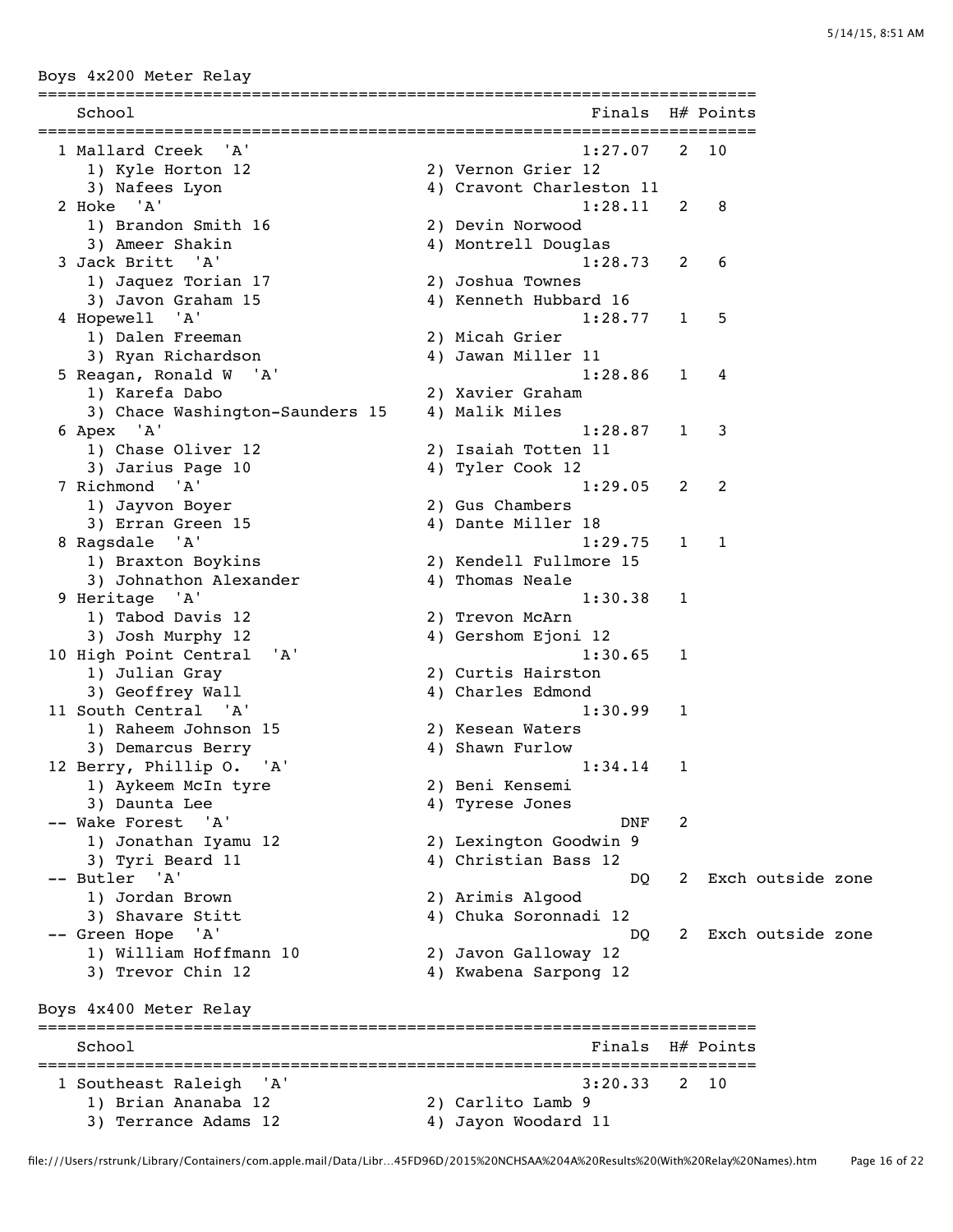## Boys 4x200 Meter Relay

| School | Finals | H# | Points |
|---|---|---|---|
| 1 Mallard Creek 'A' | 1:27.07 | 2 | 10 |
| 1) Kyle Horton 12, 2) Vernon Grier 12, 3) Nafees Lyon, 4) Cravont Charleston 11 | | | |
| 2 Hoke 'A' | 1:28.11 | 2 | 8 |
| 1) Brandon Smith 16, 2) Devin Norwood, 3) Ameer Shakin, 4) Montrell Douglas | | | |
| 3 Jack Britt 'A' | 1:28.73 | 2 | 6 |
| 1) Jaquez Torian 17, 2) Joshua Townes, 3) Javon Graham 15, 4) Kenneth Hubbard 16 | | | |
| 4 Hopewell 'A' | 1:28.77 | 1 | 5 |
| 1) Dalen Freeman, 2) Micah Grier, 3) Ryan Richardson, 4) Jawan Miller 11 | | | |
| 5 Reagan, Ronald W 'A' | 1:28.86 | 1 | 4 |
| 1) Karefa Dabo, 2) Xavier Graham, 3) Chace Washington-Saunders 15, 4) Malik Miles | | | |
| 6 Apex 'A' | 1:28.87 | 1 | 3 |
| 1) Chase Oliver 12, 2) Isaiah Totten 11, 3) Jarius Page 10, 4) Tyler Cook 12 | | | |
| 7 Richmond 'A' | 1:29.05 | 2 | 2 |
| 1) Jayvon Boyer, 2) Gus Chambers, 3) Erran Green 15, 4) Dante Miller 18 | | | |
| 8 Ragsdale 'A' | 1:29.75 | 1 | 1 |
| 1) Braxton Boykins, 2) Kendell Fullmore 15, 3) Johnathon Alexander, 4) Thomas Neale | | | |
| 9 Heritage 'A' | 1:30.38 | 1 | |
| 1) Tabod Davis 12, 2) Trevon McArn, 3) Josh Murphy 12, 4) Gershom Ejoni 12 | | | |
| 10 High Point Central 'A' | 1:30.65 | 1 | |
| 1) Julian Gray, 2) Curtis Hairston, 3) Geoffrey Wall, 4) Charles Edmond | | | |
| 11 South Central 'A' | 1:30.99 | 1 | |
| 1) Raheem Johnson 15, 2) Kesean Waters, 3) Demarcus Berry, 4) Shawn Furlow | | | |
| 12 Berry, Phillip O. 'A' | 1:34.14 | 1 | |
| 1) Aykeem McIn tyre, 2) Beni Kensemi, 3) Daunta Lee, 4) Tyrese Jones | | | |
| -- Wake Forest 'A' | DNF | 2 | |
| 1) Jonathan Iyamu 12, 2) Lexington Goodwin 9, 3) Tyri Beard 11, 4) Christian Bass 12 | | | |
| -- Butler 'A' | DQ | 2 | Exch outside zone |
| 1) Jordan Brown, 2) Arimis Algood, 3) Shavare Stitt, 4) Chuka Soronnadi 12 | | | |
| -- Green Hope 'A' | DQ | 2 | Exch outside zone |
| 1) William Hoffmann 10, 2) Javon Galloway 12, 3) Trevor Chin 12, 4) Kwabena Sarpong 12 | | | |

## Boys 4x400 Meter Relay

| School | Finals | H# | Points |
|---|---|---|---|
| 1 Southeast Raleigh 'A' | 3:20.33 | 2 | 10 |
| 1) Brian Ananaba 12, 2) Carlito Lamb 9, 3) Terrance Adams 12, 4) Jayon Woodard 11 | | | |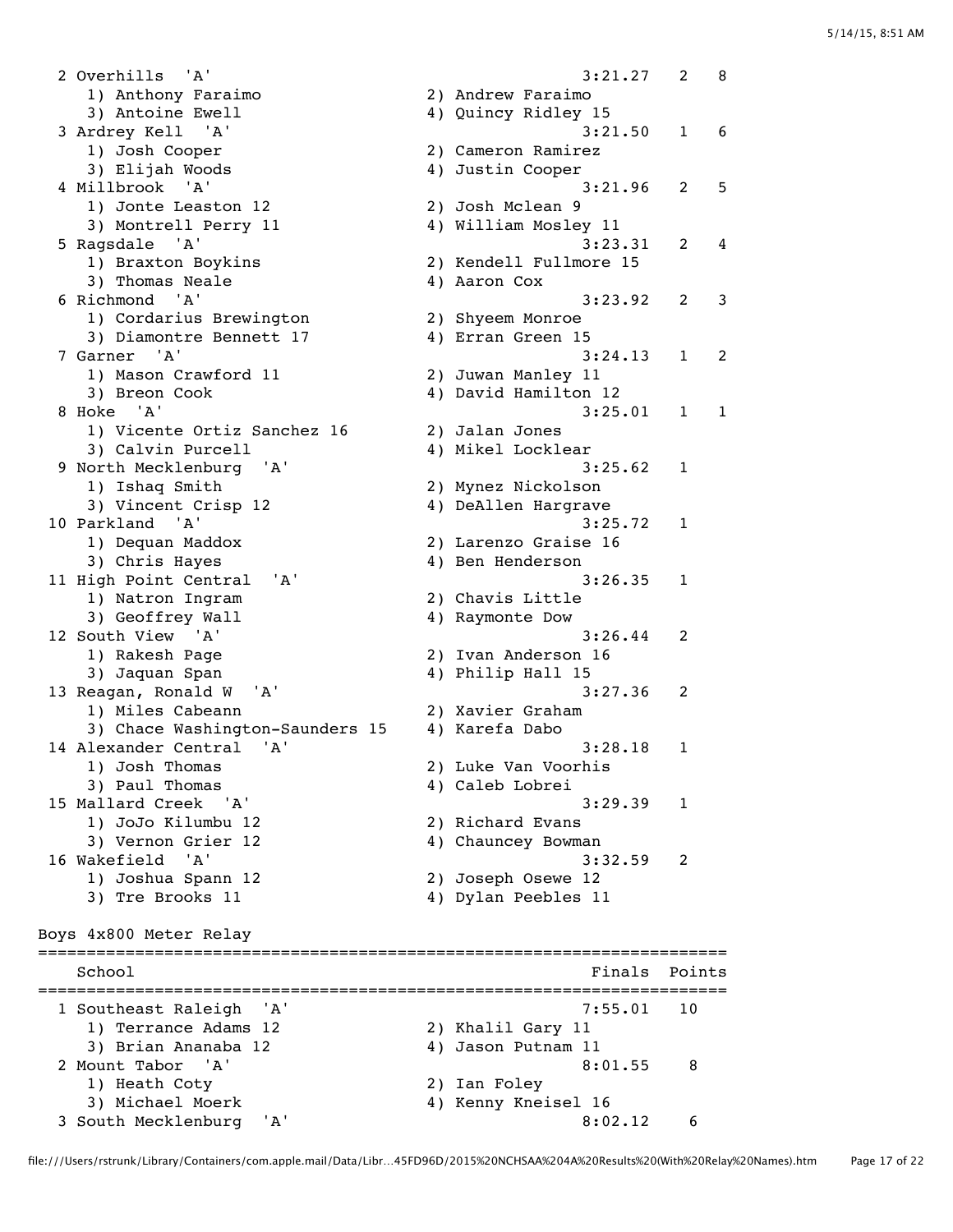```
  2 Overhills  'A'                                       3:21.27   2   8
     1) Anthony Faraimo                2) Andrew Faraimo
     3) Antoine Ewell                  4) Quincy Ridley 15
  3 Ardrey Kell  'A'                                     3:21.50   1   6
     1) Josh Cooper                    2) Cameron Ramirez
     3) Elijah Woods                   4) Justin Cooper
  4 Millbrook  'A'                                       3:21.96   2   5
     1) Jonte Leaston 12               2) Josh Mclean 9
     3) Montrell Perry 11              4) William Mosley 11
  5 Ragsdale  'A'                                        3:23.31   2   4
     1) Braxton Boykins                2) Kendell Fullmore 15
     3) Thomas Neale                   4) Aaron Cox
  6 Richmond  'A'                                        3:23.92   2   3
     1) Cordarius Brewington           2) Shyeem Monroe
     3) Diamontre Bennett 17           4) Erran Green 15
  7 Garner  'A'                                          3:24.13   1   2
     1) Mason Crawford 11              2) Juwan Manley 11
     3) Breon Cook                     4) David Hamilton 12
  8 Hoke  'A'                                            3:25.01   1   1
     1) Vicente Ortiz Sanchez 16       2) Jalan Jones
     3) Calvin Purcell                 4) Mikel Locklear
  9 North Mecklenburg  'A'                               3:25.62   1
     1) Ishaq Smith                    2) Mynez Nickolson
     3) Vincent Crisp 12               4) DeAllen Hargrave
 10 Parkland  'A'                                        3:25.72   1
     1) Dequan Maddox                  2) Larenzo Graise 16
     3) Chris Hayes                    4) Ben Henderson
 11 High Point Central  'A'                              3:26.35   1
     1) Natron Ingram                  2) Chavis Little
     3) Geoffrey Wall                  4) Raymonte Dow
 12 South View  'A'                                      3:26.44   2
     1) Rakesh Page                    2) Ivan Anderson 16
     3) Jaquan Span                    4) Philip Hall 15
 13 Reagan, Ronald W  'A'                                3:27.36   2
     1) Miles Cabeann                  2) Xavier Graham
     3) Chace Washington-Saunders 15   4) Karefa Dabo
 14 Alexander Central  'A'                               3:28.18   1
     1) Josh Thomas                    2) Luke Van Voorhis
     3) Paul Thomas                    4) Caleb Lobrei
 15 Mallard Creek  'A'                                   3:29.39   1
     1) JoJo Kilumbu 12                2) Richard Evans
     3) Vernon Grier 12                4) Chauncey Bowman
 16 Wakefield  'A'                                       3:32.59   2
     1) Joshua Spann 12                2) Joseph Osewe 12
     3) Tre Brooks 11                  4) Dylan Peebles 11

Boys 4x800 Meter Relay
========================================================================
    School                                               Finals  Points
========================================================================
  1 Southeast Raleigh  'A'                               7:55.01   10
     1) Terrance Adams 12              2) Khalil Gary 11
     3) Brian Ananaba 12               4) Jason Putnam 11
  2 Mount Tabor  'A'                                     8:01.55    8
     1) Heath Coty                     2) Ian Foley
     3) Michael Moerk                  4) Kenny Kneisel 16
  3 South Mecklenburg  'A'                               8:02.12    6
```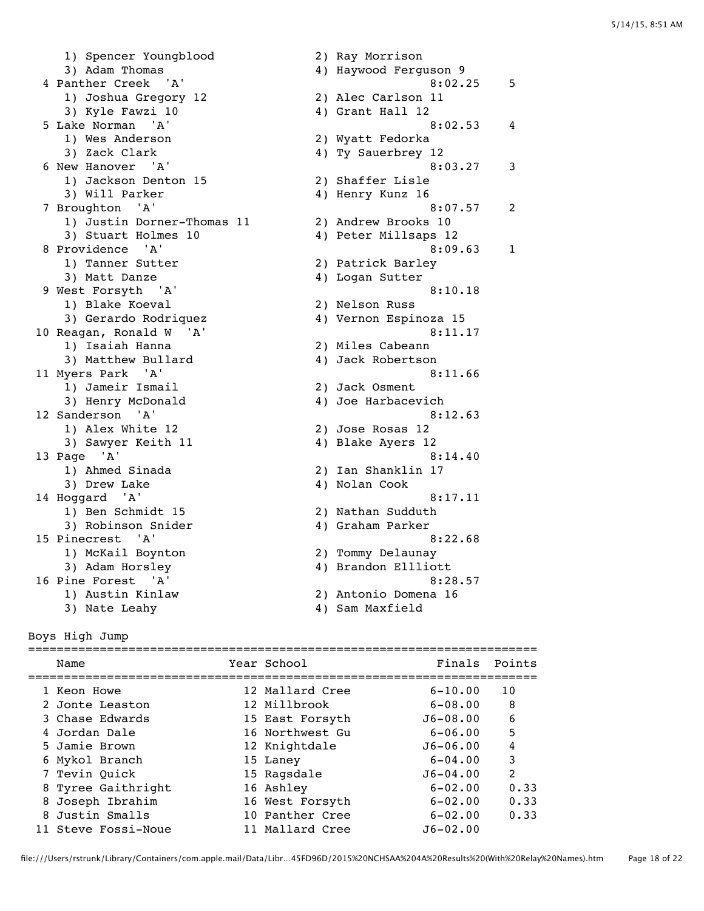1) Spencer Youngblood    2) Ray Morrison
3) Adam Thomas    4) Haywood Ferguson 9

| Place | Team | Finals | Points |
|---|---|---|---|
| 4 | Panther Creek 'A' | 8:02.25 | 5 |
| | 1) Joshua Gregory 12, 2) Alec Carlson 11, 3) Kyle Fawzi 10, 4) Grant Hall 12 | | |
| 5 | Lake Norman 'A' | 8:02.53 | 4 |
| | 1) Wes Anderson, 2) Wyatt Fedorka, 3) Zack Clark, 4) Ty Sauerbrey 12 | | |
| 6 | New Hanover 'A' | 8:03.27 | 3 |
| | 1) Jackson Denton 15, 2) Shaffer Lisle, 3) Will Parker, 4) Henry Kunz 16 | | |
| 7 | Broughton 'A' | 8:07.57 | 2 |
| | 1) Justin Dorner-Thomas 11, 2) Andrew Brooks 10, 3) Stuart Holmes 10, 4) Peter Millsaps 12 | | |
| 8 | Providence 'A' | 8:09.63 | 1 |
| | 1) Tanner Sutter, 2) Patrick Barley, 3) Matt Danze, 4) Logan Sutter | | |
| 9 | West Forsyth 'A' | 8:10.18 | |
| | 1) Blake Koeval, 2) Nelson Russ, 3) Gerardo Rodriquez, 4) Vernon Espinoza 15 | | |
| 10 | Reagan, Ronald W 'A' | 8:11.17 | |
| | 1) Isaiah Hanna, 2) Miles Cabeann, 3) Matthew Bullard, 4) Jack Robertson | | |
| 11 | Myers Park 'A' | 8:11.66 | |
| | 1) Jameir Ismail, 2) Jack Osment, 3) Henry McDonald, 4) Joe Harbacevich | | |
| 12 | Sanderson 'A' | 8:12.63 | |
| | 1) Alex White 12, 2) Jose Rosas 12, 3) Sawyer Keith 11, 4) Blake Ayers 12 | | |
| 13 | Page 'A' | 8:14.40 | |
| | 1) Ahmed Sinada, 2) Ian Shanklin 17, 3) Drew Lake, 4) Nolan Cook | | |
| 14 | Hoggard 'A' | 8:17.11 | |
| | 1) Ben Schmidt 15, 2) Nathan Sudduth, 3) Robinson Snider, 4) Graham Parker | | |
| 15 | Pinecrest 'A' | 8:22.68 | |
| | 1) McKail Boynton, 2) Tommy Delaunay, 3) Adam Horsley, 4) Brandon Ellliott | | |
| 16 | Pine Forest 'A' | 8:28.57 | |
| | 1) Austin Kinlaw, 2) Antonio Domena 16, 3) Nate Leahy, 4) Sam Maxfield | | |

## Boys High Jump

| Place | Name | Year | School | Finals | Points |
|---|---|---|---|---|---|
| 1 | Keon Howe | 12 | Mallard Cree | 6-10.00 | 10 |
| 2 | Jonte Leaston | 12 | Millbrook | 6-08.00 | 8 |
| 3 | Chase Edwards | 15 | East Forsyth | J6-08.00 | 6 |
| 4 | Jordan Dale | 16 | Northwest Gu | 6-06.00 | 5 |
| 5 | Jamie Brown | 12 | Knightdale | J6-06.00 | 4 |
| 6 | Mykol Branch | 15 | Laney | 6-04.00 | 3 |
| 7 | Tevin Quick | 15 | Ragsdale | J6-04.00 | 2 |
| 8 | Tyree Gaithright | 16 | Ashley | 6-02.00 | 0.33 |
| 8 | Joseph Ibrahim | 16 | West Forsyth | 6-02.00 | 0.33 |
| 8 | Justin Smalls | 10 | Panther Cree | 6-02.00 | 0.33 |
| 11 | Steve Fossi-Noue | 11 | Mallard Cree | J6-02.00 | |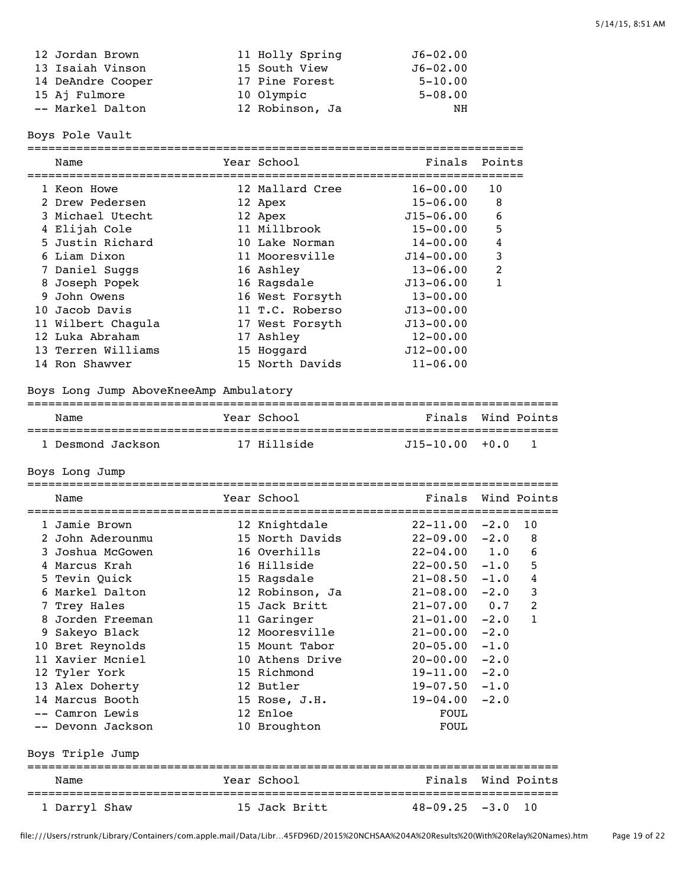| | | | |
|---|---|---|---|
| 12 | Jordan Brown | 11 Holly Spring | J6-02.00 |
| 13 | Isaiah Vinson | 15 South View | J6-02.00 |
| 14 | DeAndre Cooper | 17 Pine Forest | 5-10.00 |
| 15 | Aj Fulmore | 10 Olympic | 5-08.00 |
| -- | Markel Dalton | 12 Robinson, Ja | NH |

## Boys Pole Vault

| | Name | Year School | Finals | Points |
|---|---|---|---|---|
| 1 | Keon Howe | 12 Mallard Cree | 16-00.00 | 10 |
| 2 | Drew Pedersen | 12 Apex | 15-06.00 | 8 |
| 3 | Michael Utecht | 12 Apex | J15-06.00 | 6 |
| 4 | Elijah Cole | 11 Millbrook | 15-00.00 | 5 |
| 5 | Justin Richard | 10 Lake Norman | 14-00.00 | 4 |
| 6 | Liam Dixon | 11 Mooresville | J14-00.00 | 3 |
| 7 | Daniel Suggs | 16 Ashley | 13-06.00 | 2 |
| 8 | Joseph Popek | 16 Ragsdale | J13-06.00 | 1 |
| 9 | John Owens | 16 West Forsyth | 13-00.00 | |
| 10 | Jacob Davis | 11 T.C. Roberso | J13-00.00 | |
| 11 | Wilbert Chagula | 17 West Forsyth | J13-00.00 | |
| 12 | Luka Abraham | 17 Ashley | 12-00.00 | |
| 13 | Terren Williams | 15 Hoggard | J12-00.00 | |
| 14 | Ron Shawver | 15 North Davids | 11-06.00 | |

## Boys Long Jump AboveKneeAmp Ambulatory

| | Name | Year School | Finals | Wind | Points |
|---|---|---|---|---|---|
| 1 | Desmond Jackson | 17 Hillside | J15-10.00 | +0.0 | 1 |

## Boys Long Jump

| | Name | Year School | Finals | Wind | Points |
|---|---|---|---|---|---|
| 1 | Jamie Brown | 12 Knightdale | 22-11.00 | -2.0 | 10 |
| 2 | John Aderounmu | 15 North Davids | 22-09.00 | -2.0 | 8 |
| 3 | Joshua McGowen | 16 Overhills | 22-04.00 | 1.0 | 6 |
| 4 | Marcus Krah | 16 Hillside | 22-00.50 | -1.0 | 5 |
| 5 | Tevin Quick | 15 Ragsdale | 21-08.50 | -1.0 | 4 |
| 6 | Markel Dalton | 12 Robinson, Ja | 21-08.00 | -2.0 | 3 |
| 7 | Trey Hales | 15 Jack Britt | 21-07.00 | 0.7 | 2 |
| 8 | Jorden Freeman | 11 Garinger | 21-01.00 | -2.0 | 1 |
| 9 | Sakeyo Black | 12 Mooresville | 21-00.00 | -2.0 | |
| 10 | Bret Reynolds | 15 Mount Tabor | 20-05.00 | -1.0 | |
| 11 | Xavier Mcniel | 10 Athens Drive | 20-00.00 | -2.0 | |
| 12 | Tyler York | 15 Richmond | 19-11.00 | -2.0 | |
| 13 | Alex Doherty | 12 Butler | 19-07.50 | -1.0 | |
| 14 | Marcus Booth | 15 Rose, J.H. | 19-04.00 | -2.0 | |
| -- | Camron Lewis | 12 Enloe | FOUL | | |
| -- | Devonn Jackson | 10 Broughton | FOUL | | |

## Boys Triple Jump

| | Name | Year School | Finals | Wind | Points |
|---|---|---|---|---|---|
| 1 | Darryl Shaw | 15 Jack Britt | 48-09.25 | -3.0 | 10 |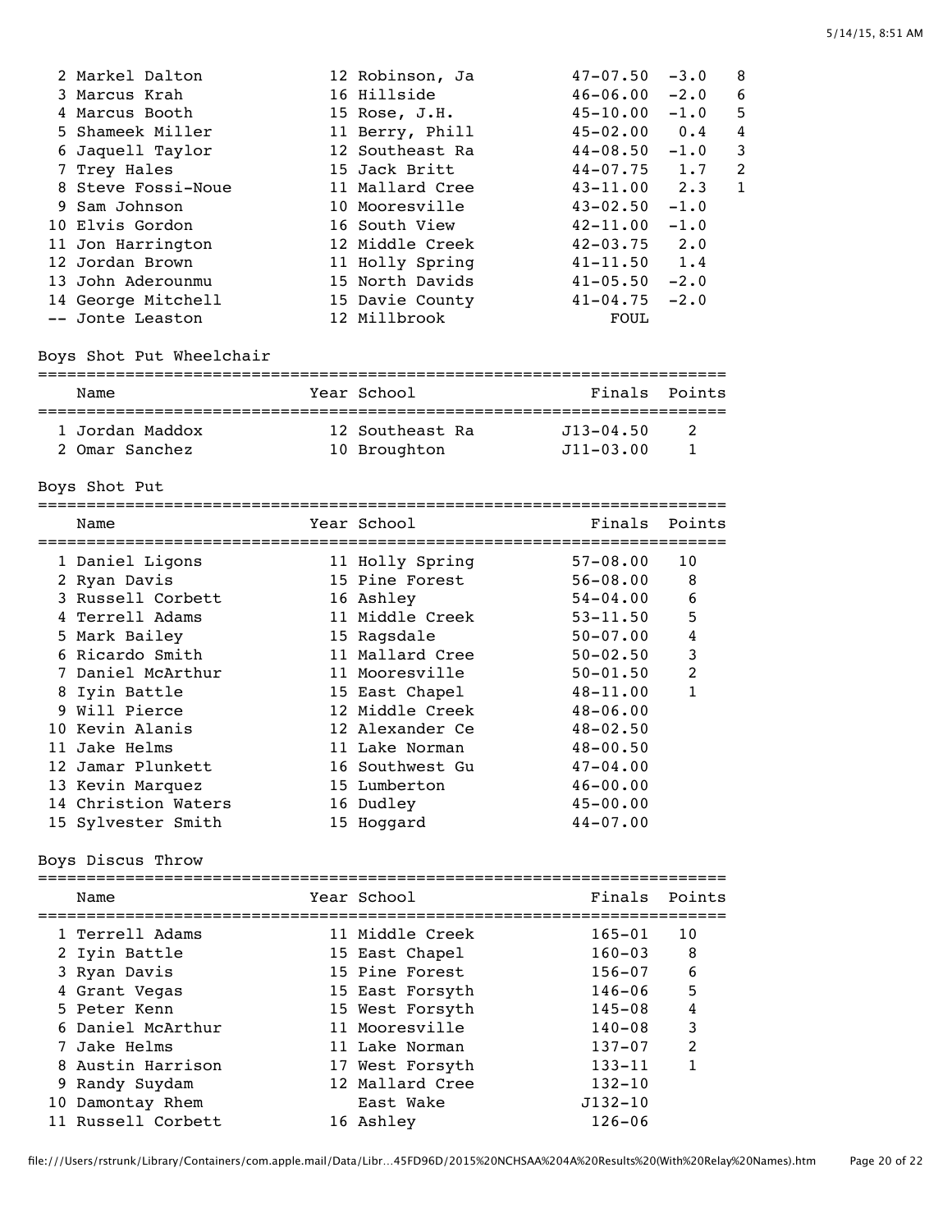| Place | Name | Year | School | Finals | Wind | Points |
|---|---|---|---|---|---|---|
| 2 | Markel Dalton | 12 | Robinson, Ja | 47-07.50 | -3.0 | 8 |
| 3 | Marcus Krah | 16 | Hillside | 46-06.00 | -2.0 | 6 |
| 4 | Marcus Booth | 15 | Rose, J.H. | 45-10.00 | -1.0 | 5 |
| 5 | Shameek Miller | 11 | Berry, Phill | 45-02.00 | 0.4 | 4 |
| 6 | Jaquell Taylor | 12 | Southeast Ra | 44-08.50 | -1.0 | 3 |
| 7 | Trey Hales | 15 | Jack Britt | 44-07.75 | 1.7 | 2 |
| 8 | Steve Fossi-Noue | 11 | Mallard Cree | 43-11.00 | 2.3 | 1 |
| 9 | Sam Johnson | 10 | Mooresville | 43-02.50 | -1.0 | |
| 10 | Elvis Gordon | 16 | South View | 42-11.00 | -1.0 | |
| 11 | Jon Harrington | 12 | Middle Creek | 42-03.75 | 2.0 | |
| 12 | Jordan Brown | 11 | Holly Spring | 41-11.50 | 1.4 | |
| 13 | John Aderounmu | 15 | North Davids | 41-05.50 | -2.0 | |
| 14 | George Mitchell | 15 | Davie County | 41-04.75 | -2.0 | |
| -- | Jonte Leaston | 12 | Millbrook | FOUL | | |

## Boys Shot Put Wheelchair

| Place | Name | Year | School | Finals | Points |
|---|---|---|---|---|---|
| 1 | Jordan Maddox | 12 | Southeast Ra | J13-04.50 | 2 |
| 2 | Omar Sanchez | 10 | Broughton | J11-03.00 | 1 |

## Boys Shot Put

| Place | Name | Year | School | Finals | Points |
|---|---|---|---|---|---|
| 1 | Daniel Ligons | 11 | Holly Spring | 57-08.00 | 10 |
| 2 | Ryan Davis | 15 | Pine Forest | 56-08.00 | 8 |
| 3 | Russell Corbett | 16 | Ashley | 54-04.00 | 6 |
| 4 | Terrell Adams | 11 | Middle Creek | 53-11.50 | 5 |
| 5 | Mark Bailey | 15 | Ragsdale | 50-07.00 | 4 |
| 6 | Ricardo Smith | 11 | Mallard Cree | 50-02.50 | 3 |
| 7 | Daniel McArthur | 11 | Mooresville | 50-01.50 | 2 |
| 8 | Iyin Battle | 15 | East Chapel | 48-11.00 | 1 |
| 9 | Will Pierce | 12 | Middle Creek | 48-06.00 | |
| 10 | Kevin Alanis | 12 | Alexander Ce | 48-02.50 | |
| 11 | Jake Helms | 11 | Lake Norman | 48-00.50 | |
| 12 | Jamar Plunkett | 16 | Southwest Gu | 47-04.00 | |
| 13 | Kevin Marquez | 15 | Lumberton | 46-00.00 | |
| 14 | Christion Waters | 16 | Dudley | 45-00.00 | |
| 15 | Sylvester Smith | 15 | Hoggard | 44-07.00 | |

## Boys Discus Throw

| Place | Name | Year | School | Finals | Points |
|---|---|---|---|---|---|
| 1 | Terrell Adams | 11 | Middle Creek | 165-01 | 10 |
| 2 | Iyin Battle | 15 | East Chapel | 160-03 | 8 |
| 3 | Ryan Davis | 15 | Pine Forest | 156-07 | 6 |
| 4 | Grant Vegas | 15 | East Forsyth | 146-06 | 5 |
| 5 | Peter Kenn | 15 | West Forsyth | 145-08 | 4 |
| 6 | Daniel McArthur | 11 | Mooresville | 140-08 | 3 |
| 7 | Jake Helms | 11 | Lake Norman | 137-07 | 2 |
| 8 | Austin Harrison | 17 | West Forsyth | 133-11 | 1 |
| 9 | Randy Suydam | 12 | Mallard Cree | 132-10 | |
| 10 | Damontay Rhem | | East Wake | J132-10 | |
| 11 | Russell Corbett | 16 | Ashley | 126-06 | |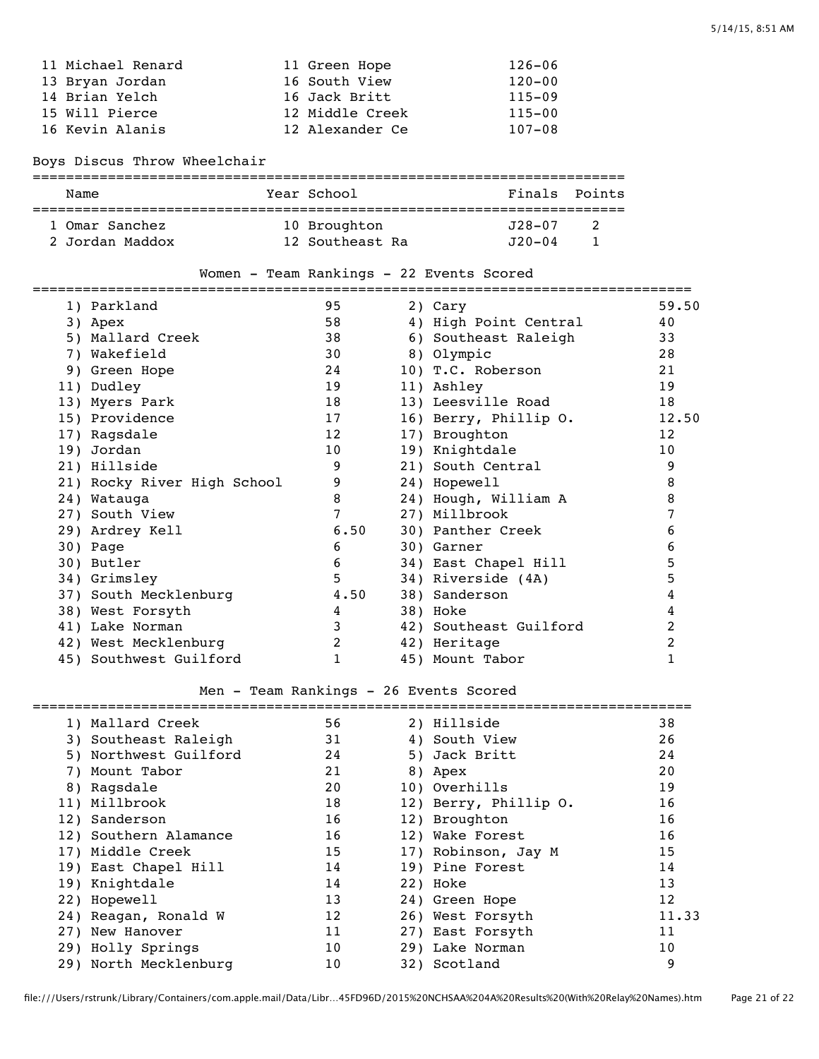| | Name | Year | School | Finals |
|---|---|---|---|---|
| 11 | Michael Renard | 11 | Green Hope | 126-06 |
| 13 | Bryan Jordan | 16 | South View | 120-00 |
| 14 | Brian Yelch | 16 | Jack Britt | 115-09 |
| 15 | Will Pierce | 12 | Middle Creek | 115-00 |
| 16 | Kevin Alanis | 12 | Alexander Ce | 107-08 |

## Boys Discus Throw Wheelchair

| | Name | Year | School | Finals | Points |
|---|---|---|---|---|---|
| 1 | Omar Sanchez | 10 | Broughton | J28-07 | 2 |
| 2 | Jordan Maddox | 12 | Southeast Ra | J20-04 | 1 |

## Women - Team Rankings - 22 Events Scored

| Rank | Team | Points | Rank | Team | Points |
|---|---|---|---|---|---|
| 1) | Parkland | 95 | 2) | Cary | 59.50 |
| 3) | Apex | 58 | 4) | High Point Central | 40 |
| 5) | Mallard Creek | 38 | 6) | Southeast Raleigh | 33 |
| 7) | Wakefield | 30 | 8) | Olympic | 28 |
| 9) | Green Hope | 24 | 10) | T.C. Roberson | 21 |
| 11) | Dudley | 19 | 11) | Ashley | 19 |
| 13) | Myers Park | 18 | 13) | Leesville Road | 18 |
| 15) | Providence | 17 | 16) | Berry, Phillip O. | 12.50 |
| 17) | Ragsdale | 12 | 17) | Broughton | 12 |
| 19) | Jordan | 10 | 19) | Knightdale | 10 |
| 21) | Hillside | 9 | 21) | South Central | 9 |
| 21) | Rocky River High School | 9 | 24) | Hopewell | 8 |
| 24) | Watauga | 8 | 24) | Hough, William A | 8 |
| 27) | South View | 7 | 27) | Millbrook | 7 |
| 29) | Ardrey Kell | 6.50 | 30) | Panther Creek | 6 |
| 30) | Page | 6 | 30) | Garner | 6 |
| 30) | Butler | 6 | 34) | East Chapel Hill | 5 |
| 34) | Grimsley | 5 | 34) | Riverside (4A) | 5 |
| 37) | South Mecklenburg | 4.50 | 38) | Sanderson | 4 |
| 38) | West Forsyth | 4 | 38) | Hoke | 4 |
| 41) | Lake Norman | 3 | 42) | Southeast Guilford | 2 |
| 42) | West Mecklenburg | 2 | 42) | Heritage | 2 |
| 45) | Southwest Guilford | 1 | 45) | Mount Tabor | 1 |

## Men - Team Rankings - 26 Events Scored

| Rank | Team | Points | Rank | Team | Points |
|---|---|---|---|---|---|
| 1) | Mallard Creek | 56 | 2) | Hillside | 38 |
| 3) | Southeast Raleigh | 31 | 4) | South View | 26 |
| 5) | Northwest Guilford | 24 | 5) | Jack Britt | 24 |
| 7) | Mount Tabor | 21 | 8) | Apex | 20 |
| 8) | Ragsdale | 20 | 10) | Overhills | 19 |
| 11) | Millbrook | 18 | 12) | Berry, Phillip O. | 16 |
| 12) | Sanderson | 16 | 12) | Broughton | 16 |
| 12) | Southern Alamance | 16 | 12) | Wake Forest | 16 |
| 17) | Middle Creek | 15 | 17) | Robinson, Jay M | 15 |
| 19) | East Chapel Hill | 14 | 19) | Pine Forest | 14 |
| 19) | Knightdale | 14 | 22) | Hoke | 13 |
| 22) | Hopewell | 13 | 24) | Green Hope | 12 |
| 24) | Reagan, Ronald W | 12 | 26) | West Forsyth | 11.33 |
| 27) | New Hanover | 11 | 27) | East Forsyth | 11 |
| 29) | Holly Springs | 10 | 29) | Lake Norman | 10 |
| 29) | North Mecklenburg | 10 | 32) | Scotland | 9 |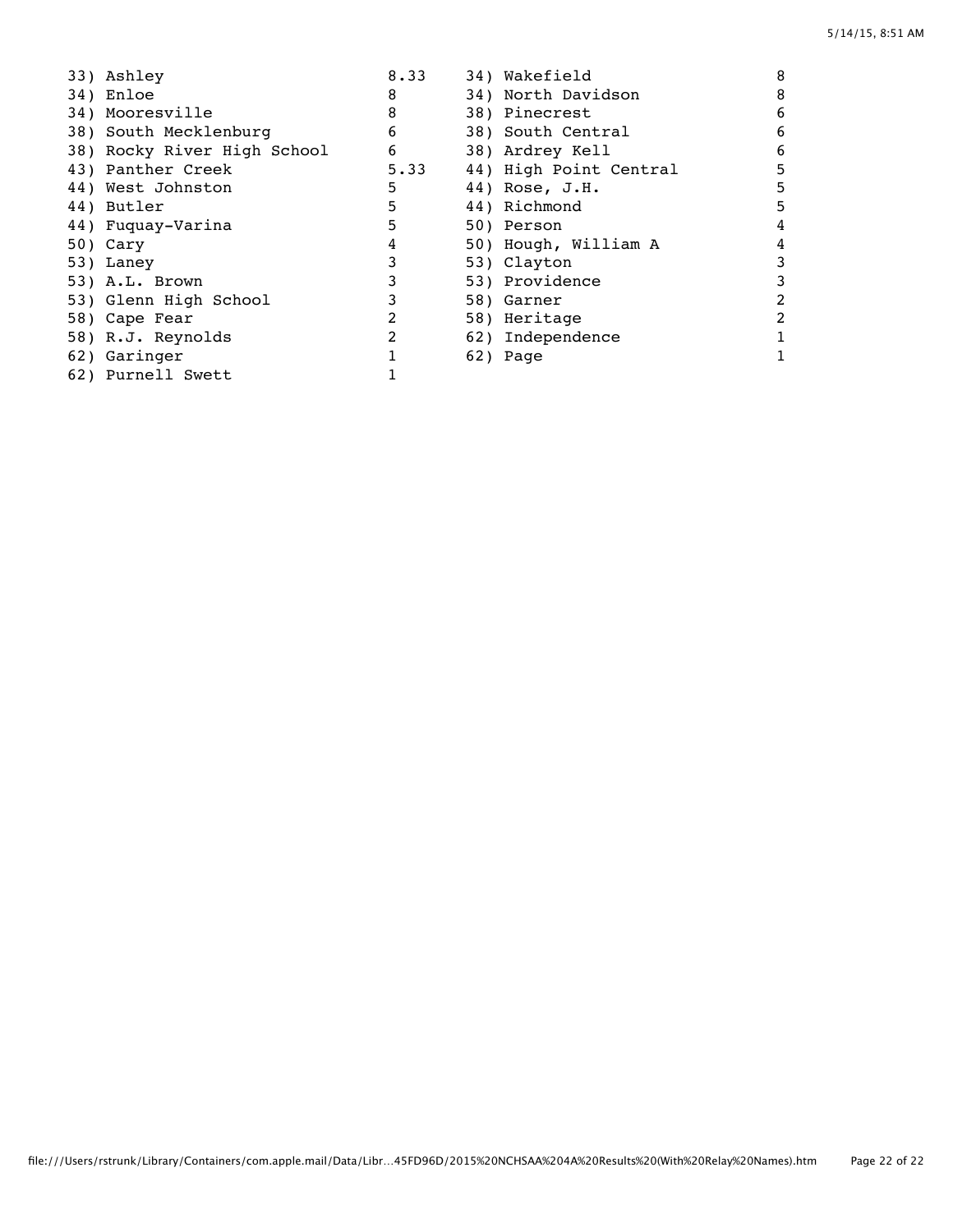| | | | |
|---|---|---|---|
| 33) Ashley | 8.33 | 34) Wakefield | 8 |
| 34) Enloe | 8 | 34) North Davidson | 8 |
| 34) Mooresville | 8 | 38) Pinecrest | 6 |
| 38) South Mecklenburg | 6 | 38) South Central | 6 |
| 38) Rocky River High School | 6 | 38) Ardrey Kell | 6 |
| 43) Panther Creek | 5.33 | 44) High Point Central | 5 |
| 44) West Johnston | 5 | 44) Rose, J.H. | 5 |
| 44) Butler | 5 | 44) Richmond | 5 |
| 44) Fuquay-Varina | 5 | 50) Person | 4 |
| 50) Cary | 4 | 50) Hough, William A | 4 |
| 53) Laney | 3 | 53) Clayton | 3 |
| 53) A.L. Brown | 3 | 53) Providence | 3 |
| 53) Glenn High School | 3 | 58) Garner | 2 |
| 58) Cape Fear | 2 | 58) Heritage | 2 |
| 58) R.J. Reynolds | 2 | 62) Independence | 1 |
| 62) Garinger | 1 | 62) Page | 1 |
| 62) Purnell Swett | 1 | | |